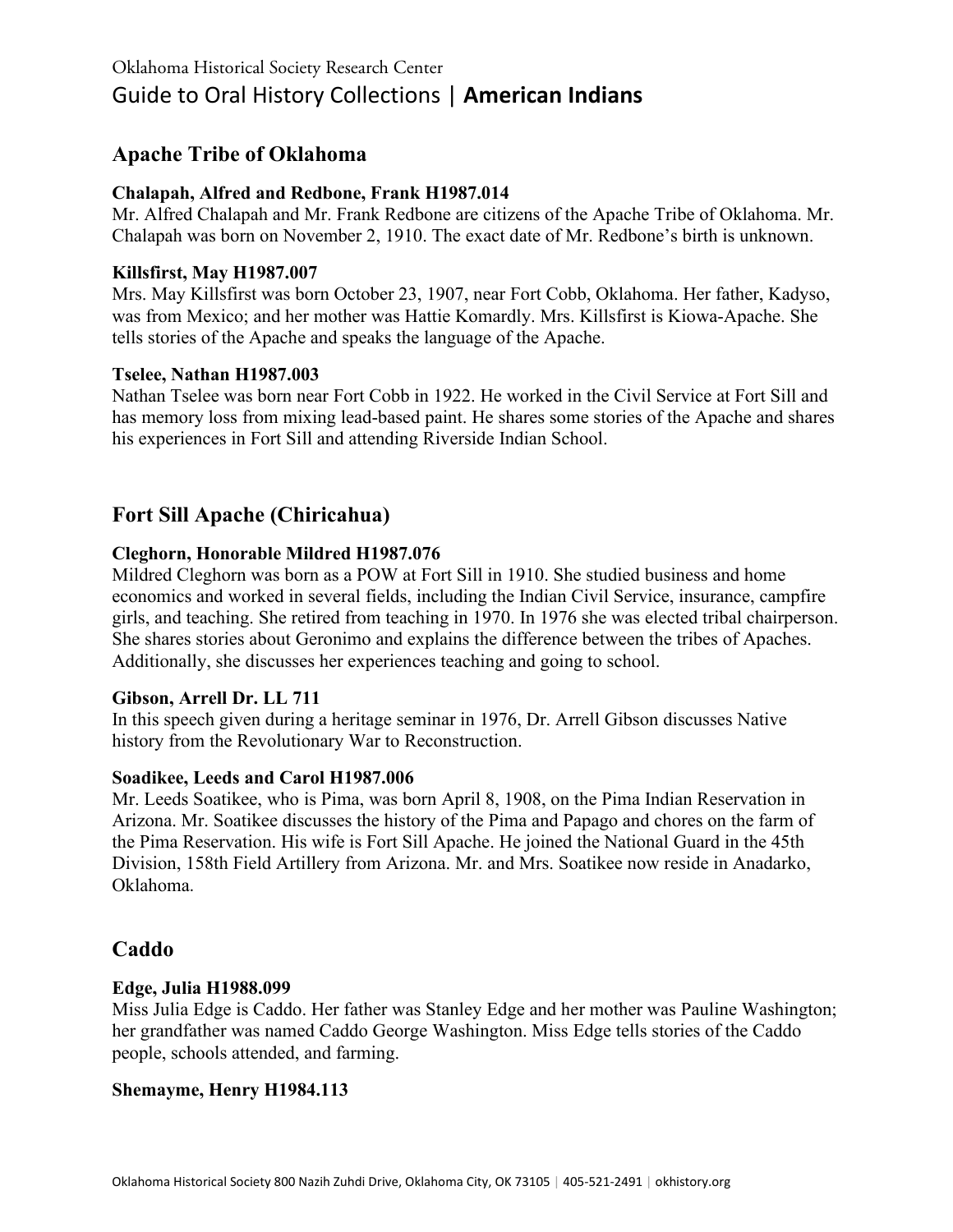Oklahoma Historical Society Research Center

# Guide to Oral History Collections | **American Indians**

## Apache Tribe of Oklahoma

**Chalapah, Alfred and Redbone, Frank H1987.014**

Mr. Alfred Chalapah and Mr. Frank Redbone are citizens of the Apache Tribe of Oklahoma. Mr. Chalapah was born on November 2, 1910. The exact date of Mr. Redbone's birth is unknown.

**Killsfirst, May H1987.007**

Mrs. May Killsfirst was born October 23, 1907, near Fort Cobb, Oklahoma. Her father, Kadyso, was from Mexico; and her mother was Hattie Komardly. Mrs. Killsfirst is Kiowa-Apache. She tells stories of the Apache and speaks the language of the Apache.

**Tselee, Nathan H1987.003**

Nathan Tselee was born near Fort Cobb in 1922. He worked in the Civil Service at Fort Sill and has memory loss from mixing lead-based paint. He shares some stories of the Apache and shares his experiences in Fort Sill and attending Riverside Indian School.

## Fort Sill Apache (Chiricahua)

**Cleghorn, Honorable Mildred H1987.076**

Mildred Cleghorn was born as a POW at Fort Sill in 1910. She studied business and home economics and worked in several fields, including the Indian Civil Service, insurance, campfire girls, and teaching. She retired from teaching in 1970. In 1976 she was elected tribal chairperson. She shares stories about Geronimo and explains the difference between the tribes of Apaches. Additionally, she discusses her experiences teaching and going to school.

**Gibson, Arrell Dr. LL 711**

In this speech given during a heritage seminar in 1976, Dr. Arrell Gibson discusses Native history from the Revolutionary War to Reconstruction.

**Soadikee, Leeds and Carol H1987.006**

Mr. Leeds Soatikee, who is Pima, was born April 8, 1908, on the Pima Indian Reservation in Arizona. Mr. Soatikee discusses the history of the Pima and Papago and chores on the farm of the Pima Reservation. His wife is Fort Sill Apache. He joined the National Guard in the 45th Division, 158th Field Artillery from Arizona. Mr. and Mrs. Soatikee now reside in Anadarko, Oklahoma.

## Caddo

**Edge, Julia H1988.099**

Miss Julia Edge is Caddo. Her father was Stanley Edge and her mother was Pauline Washington; her grandfather was named Caddo George Washington. Miss Edge tells stories of the Caddo people, schools attended, and farming.

**Shemayme, Henry H1984.113**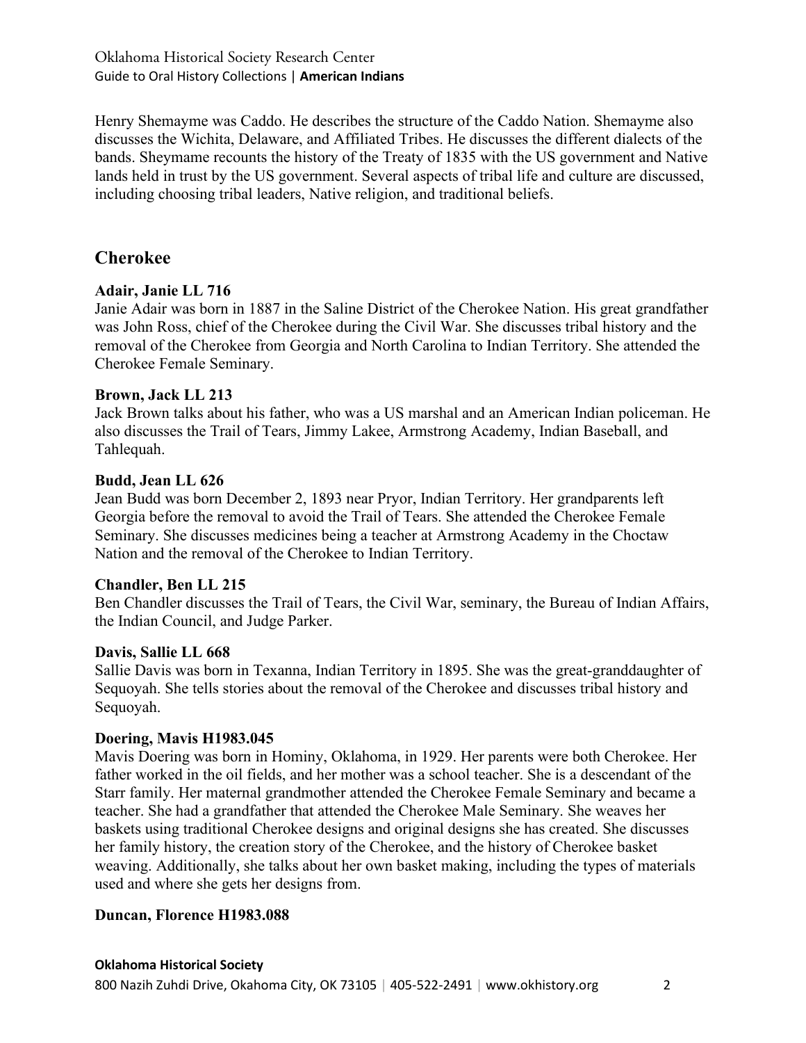Henry Shemayme was Caddo. He describes the structure of the Caddo Nation. Shemayme also discusses the Wichita, Delaware, and Affiliated Tribes. He discusses the different dialects of the bands. Sheymame recounts the history of the Treaty of 1835 with the US government and Native lands held in trust by the US government. Several aspects of tribal life and culture are discussed, including choosing tribal leaders, Native religion, and traditional beliefs.

## Cherokee

**Adair, Janie LL 716**
Janie Adair was born in 1887 in the Saline District of the Cherokee Nation. His great grandfather was John Ross, chief of the Cherokee during the Civil War. She discusses tribal history and the removal of the Cherokee from Georgia and North Carolina to Indian Territory. She attended the Cherokee Female Seminary.

**Brown, Jack LL 213**
Jack Brown talks about his father, who was a US marshal and an American Indian policeman. He also discusses the Trail of Tears, Jimmy Lakee, Armstrong Academy, Indian Baseball, and Tahlequah.

**Budd, Jean LL 626**
Jean Budd was born December 2, 1893 near Pryor, Indian Territory. Her grandparents left Georgia before the removal to avoid the Trail of Tears. She attended the Cherokee Female Seminary. She discusses medicines being a teacher at Armstrong Academy in the Choctaw Nation and the removal of the Cherokee to Indian Territory.

**Chandler, Ben LL 215**
Ben Chandler discusses the Trail of Tears, the Civil War, seminary, the Bureau of Indian Affairs, the Indian Council, and Judge Parker.

**Davis, Sallie LL 668**
Sallie Davis was born in Texanna, Indian Territory in 1895. She was the great-granddaughter of Sequoyah. She tells stories about the removal of the Cherokee and discusses tribal history and Sequoyah.

**Doering, Mavis H1983.045**
Mavis Doering was born in Hominy, Oklahoma, in 1929. Her parents were both Cherokee. Her father worked in the oil fields, and her mother was a school teacher. She is a descendant of the Starr family. Her maternal grandmother attended the Cherokee Female Seminary and became a teacher. She had a grandfather that attended the Cherokee Male Seminary. She weaves her baskets using traditional Cherokee designs and original designs she has created. She discusses her family history, the creation story of the Cherokee, and the history of Cherokee basket weaving. Additionally, she talks about her own basket making, including the types of materials used and where she gets her designs from.

**Duncan, Florence H1983.088**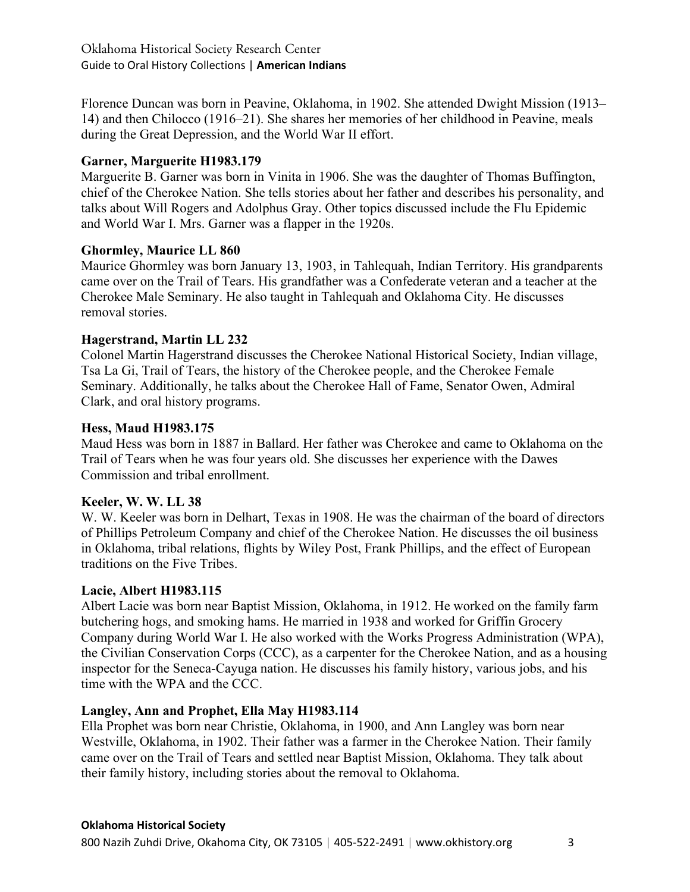Florence Duncan was born in Peavine, Oklahoma, in 1902. She attended Dwight Mission (1913–14) and then Chilocco (1916–21). She shares her memories of her childhood in Peavine, meals during the Great Depression, and the World War II effort.

**Garner, Marguerite H1983.179**

Marguerite B. Garner was born in Vinita in 1906. She was the daughter of Thomas Buffington, chief of the Cherokee Nation. She tells stories about her father and describes his personality, and talks about Will Rogers and Adolphus Gray. Other topics discussed include the Flu Epidemic and World War I. Mrs. Garner was a flapper in the 1920s.

**Ghormley, Maurice LL 860**

Maurice Ghormley was born January 13, 1903, in Tahlequah, Indian Territory. His grandparents came over on the Trail of Tears. His grandfather was a Confederate veteran and a teacher at the Cherokee Male Seminary. He also taught in Tahlequah and Oklahoma City. He discusses removal stories.

**Hagerstrand, Martin LL 232**

Colonel Martin Hagerstrand discusses the Cherokee National Historical Society, Indian village, Tsa La Gi, Trail of Tears, the history of the Cherokee people, and the Cherokee Female Seminary. Additionally, he talks about the Cherokee Hall of Fame, Senator Owen, Admiral Clark, and oral history programs.

**Hess, Maud H1983.175**

Maud Hess was born in 1887 in Ballard. Her father was Cherokee and came to Oklahoma on the Trail of Tears when he was four years old. She discusses her experience with the Dawes Commission and tribal enrollment.

**Keeler, W. W. LL 38**

W. W. Keeler was born in Delhart, Texas in 1908. He was the chairman of the board of directors of Phillips Petroleum Company and chief of the Cherokee Nation. He discusses the oil business in Oklahoma, tribal relations, flights by Wiley Post, Frank Phillips, and the effect of European traditions on the Five Tribes.

**Lacie, Albert H1983.115**

Albert Lacie was born near Baptist Mission, Oklahoma, in 1912. He worked on the family farm butchering hogs, and smoking hams. He married in 1938 and worked for Griffin Grocery Company during World War I. He also worked with the Works Progress Administration (WPA), the Civilian Conservation Corps (CCC), as a carpenter for the Cherokee Nation, and as a housing inspector for the Seneca-Cayuga nation. He discusses his family history, various jobs, and his time with the WPA and the CCC.

**Langley, Ann and Prophet, Ella May H1983.114**

Ella Prophet was born near Christie, Oklahoma, in 1900, and Ann Langley was born near Westville, Oklahoma, in 1902. Their father was a farmer in the Cherokee Nation. Their family came over on the Trail of Tears and settled near Baptist Mission, Oklahoma. They talk about their family history, including stories about the removal to Oklahoma.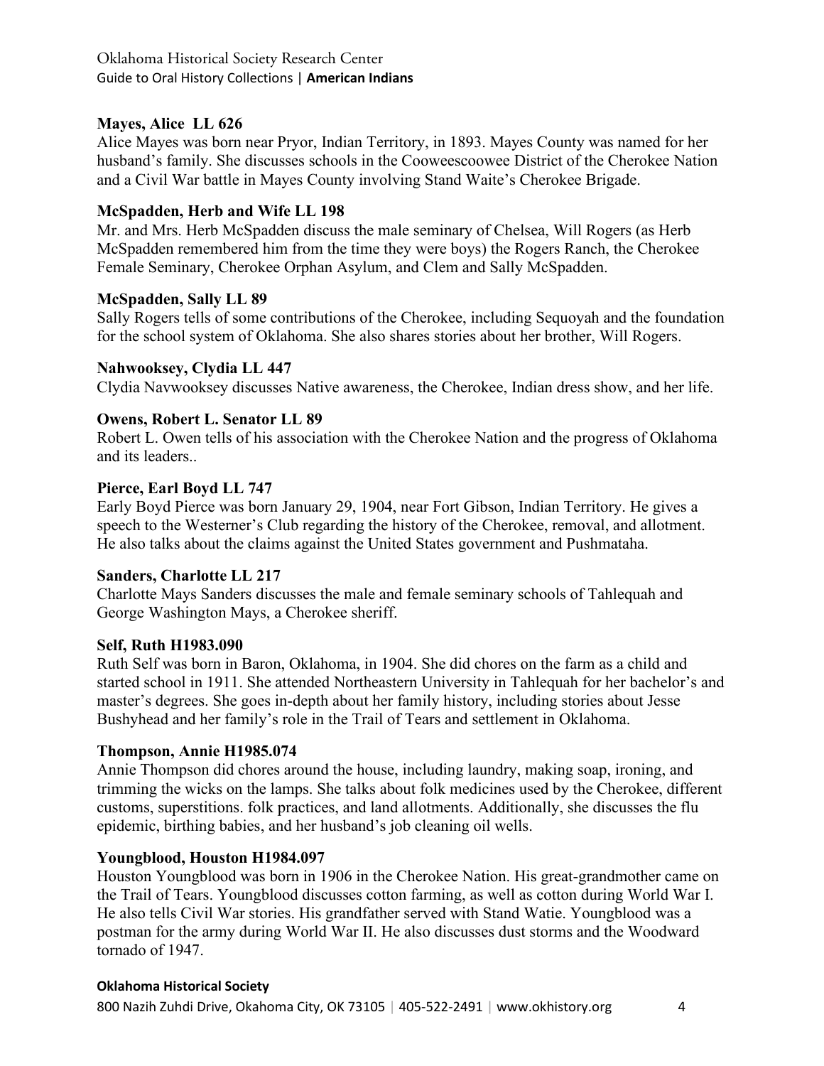**Mayes, Alice LL 626**

Alice Mayes was born near Pryor, Indian Territory, in 1893. Mayes County was named for her husband's family. She discusses schools in the Cooweescoowee District of the Cherokee Nation and a Civil War battle in Mayes County involving Stand Waite's Cherokee Brigade.

**McSpadden, Herb and Wife LL 198**

Mr. and Mrs. Herb McSpadden discuss the male seminary of Chelsea, Will Rogers (as Herb McSpadden remembered him from the time they were boys) the Rogers Ranch, the Cherokee Female Seminary, Cherokee Orphan Asylum, and Clem and Sally McSpadden.

**McSpadden, Sally LL 89**

Sally Rogers tells of some contributions of the Cherokee, including Sequoyah and the foundation for the school system of Oklahoma. She also shares stories about her brother, Will Rogers.

**Nahwooksey, Clydia LL 447**

Clydia Navwooksey discusses Native awareness, the Cherokee, Indian dress show, and her life.

**Owens, Robert L. Senator LL 89**

Robert L. Owen tells of his association with the Cherokee Nation and the progress of Oklahoma and its leaders..

**Pierce, Earl Boyd LL 747**

Early Boyd Pierce was born January 29, 1904, near Fort Gibson, Indian Territory. He gives a speech to the Westerner's Club regarding the history of the Cherokee, removal, and allotment. He also talks about the claims against the United States government and Pushmataha.

**Sanders, Charlotte LL 217**

Charlotte Mays Sanders discusses the male and female seminary schools of Tahlequah and George Washington Mays, a Cherokee sheriff.

**Self, Ruth H1983.090**

Ruth Self was born in Baron, Oklahoma, in 1904. She did chores on the farm as a child and started school in 1911. She attended Northeastern University in Tahlequah for her bachelor's and master's degrees. She goes in-depth about her family history, including stories about Jesse Bushyhead and her family's role in the Trail of Tears and settlement in Oklahoma.

**Thompson, Annie H1985.074**

Annie Thompson did chores around the house, including laundry, making soap, ironing, and trimming the wicks on the lamps. She talks about folk medicines used by the Cherokee, different customs, superstitions. folk practices, and land allotments. Additionally, she discusses the flu epidemic, birthing babies, and her husband's job cleaning oil wells.

**Youngblood, Houston H1984.097**

Houston Youngblood was born in 1906 in the Cherokee Nation. His great-grandmother came on the Trail of Tears. Youngblood discusses cotton farming, as well as cotton during World War I. He also tells Civil War stories. His grandfather served with Stand Watie. Youngblood was a postman for the army during World War II. He also discusses dust storms and the Woodward tornado of 1947.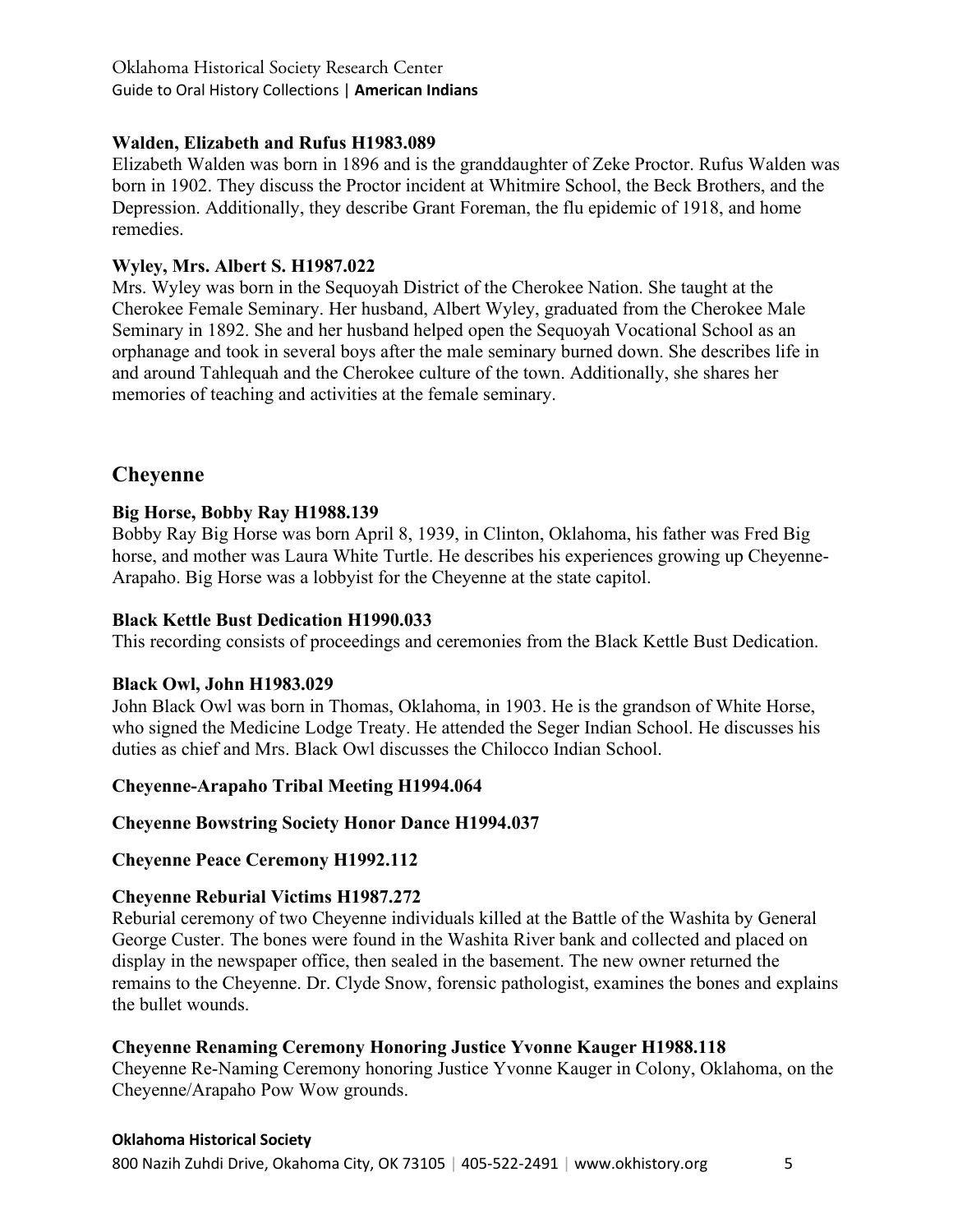**Walden, Elizabeth and Rufus H1983.089**

Elizabeth Walden was born in 1896 and is the granddaughter of Zeke Proctor. Rufus Walden was born in 1902. They discuss the Proctor incident at Whitmire School, the Beck Brothers, and the Depression. Additionally, they describe Grant Foreman, the flu epidemic of 1918, and home remedies.

**Wyley, Mrs. Albert S. H1987.022**

Mrs. Wyley was born in the Sequoyah District of the Cherokee Nation. She taught at the Cherokee Female Seminary. Her husband, Albert Wyley, graduated from the Cherokee Male Seminary in 1892. She and her husband helped open the Sequoyah Vocational School as an orphanage and took in several boys after the male seminary burned down. She describes life in and around Tahlequah and the Cherokee culture of the town. Additionally, she shares her memories of teaching and activities at the female seminary.

## Cheyenne

**Big Horse, Bobby Ray H1988.139**

Bobby Ray Big Horse was born April 8, 1939, in Clinton, Oklahoma, his father was Fred Big horse, and mother was Laura White Turtle. He describes his experiences growing up Cheyenne-Arapaho. Big Horse was a lobbyist for the Cheyenne at the state capitol.

**Black Kettle Bust Dedication H1990.033**

This recording consists of proceedings and ceremonies from the Black Kettle Bust Dedication.

**Black Owl, John H1983.029**

John Black Owl was born in Thomas, Oklahoma, in 1903. He is the grandson of White Horse, who signed the Medicine Lodge Treaty. He attended the Seger Indian School. He discusses his duties as chief and Mrs. Black Owl discusses the Chilocco Indian School.

**Cheyenne-Arapaho Tribal Meeting H1994.064**

**Cheyenne Bowstring Society Honor Dance H1994.037**

**Cheyenne Peace Ceremony H1992.112**

**Cheyenne Reburial Victims H1987.272**

Reburial ceremony of two Cheyenne individuals killed at the Battle of the Washita by General George Custer. The bones were found in the Washita River bank and collected and placed on display in the newspaper office, then sealed in the basement. The new owner returned the remains to the Cheyenne. Dr. Clyde Snow, forensic pathologist, examines the bones and explains the bullet wounds.

**Cheyenne Renaming Ceremony Honoring Justice Yvonne Kauger H1988.118**

Cheyenne Re-Naming Ceremony honoring Justice Yvonne Kauger in Colony, Oklahoma, on the Cheyenne/Arapaho Pow Wow grounds.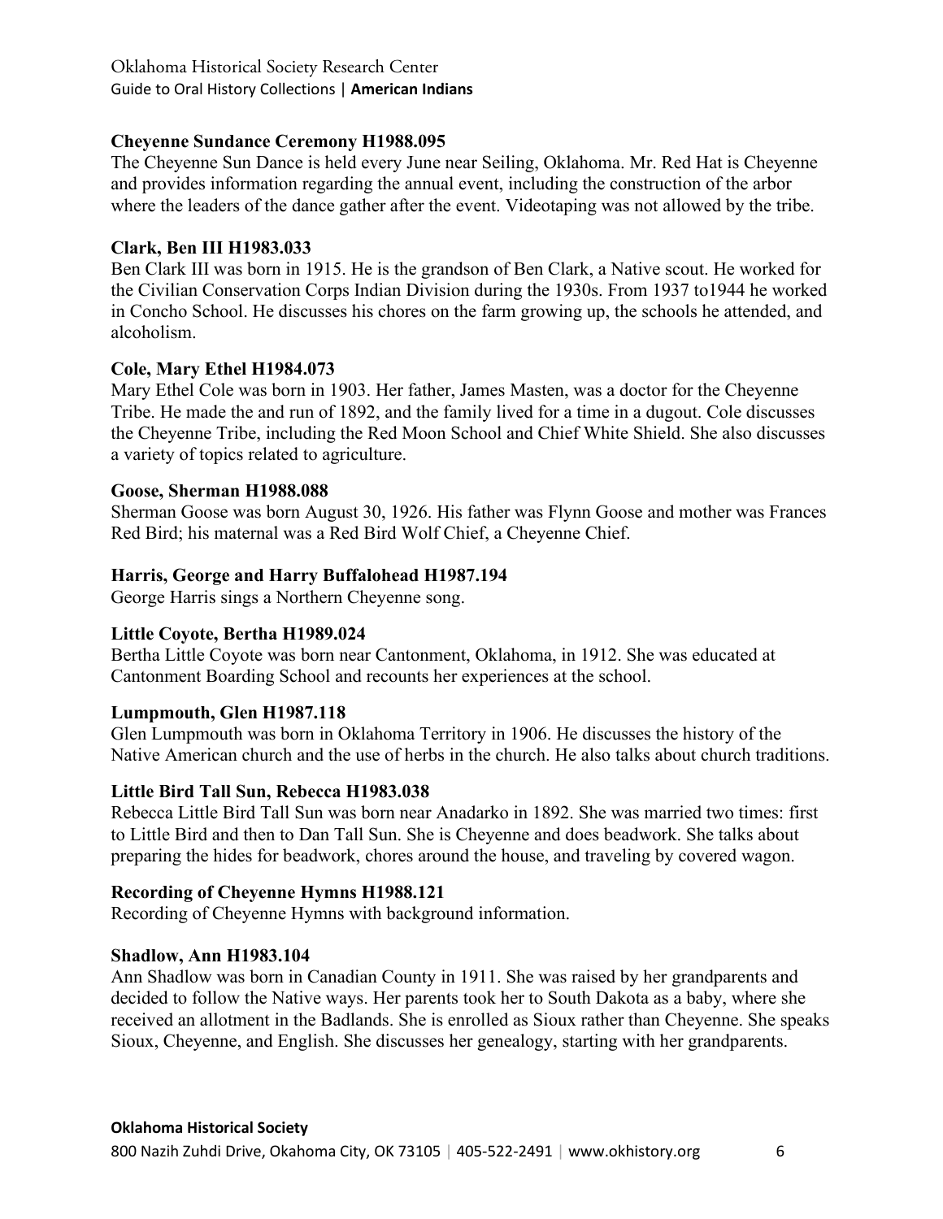### Cheyenne Sundance Ceremony H1988.095

The Cheyenne Sun Dance is held every June near Seiling, Oklahoma. Mr. Red Hat is Cheyenne and provides information regarding the annual event, including the construction of the arbor where the leaders of the dance gather after the event. Videotaping was not allowed by the tribe.

### Clark, Ben III H1983.033

Ben Clark III was born in 1915. He is the grandson of Ben Clark, a Native scout. He worked for the Civilian Conservation Corps Indian Division during the 1930s. From 1937 to1944 he worked in Concho School. He discusses his chores on the farm growing up, the schools he attended, and alcoholism.

### Cole, Mary Ethel H1984.073

Mary Ethel Cole was born in 1903. Her father, James Masten, was a doctor for the Cheyenne Tribe. He made the and run of 1892, and the family lived for a time in a dugout. Cole discusses the Cheyenne Tribe, including the Red Moon School and Chief White Shield. She also discusses a variety of topics related to agriculture.

### Goose, Sherman H1988.088

Sherman Goose was born August 30, 1926. His father was Flynn Goose and mother was Frances Red Bird; his maternal was a Red Bird Wolf Chief, a Cheyenne Chief.

### Harris, George and Harry Buffalohead H1987.194

George Harris sings a Northern Cheyenne song.

### Little Coyote, Bertha H1989.024

Bertha Little Coyote was born near Cantonment, Oklahoma, in 1912. She was educated at Cantonment Boarding School and recounts her experiences at the school.

### Lumpmouth, Glen H1987.118

Glen Lumpmouth was born in Oklahoma Territory in 1906. He discusses the history of the Native American church and the use of herbs in the church. He also talks about church traditions.

### Little Bird Tall Sun, Rebecca H1983.038

Rebecca Little Bird Tall Sun was born near Anadarko in 1892. She was married two times: first to Little Bird and then to Dan Tall Sun. She is Cheyenne and does beadwork. She talks about preparing the hides for beadwork, chores around the house, and traveling by covered wagon.

### Recording of Cheyenne Hymns H1988.121

Recording of Cheyenne Hymns with background information.

### Shadlow, Ann H1983.104

Ann Shadlow was born in Canadian County in 1911. She was raised by her grandparents and decided to follow the Native ways. Her parents took her to South Dakota as a baby, where she received an allotment in the Badlands. She is enrolled as Sioux rather than Cheyenne. She speaks Sioux, Cheyenne, and English. She discusses her genealogy, starting with her grandparents.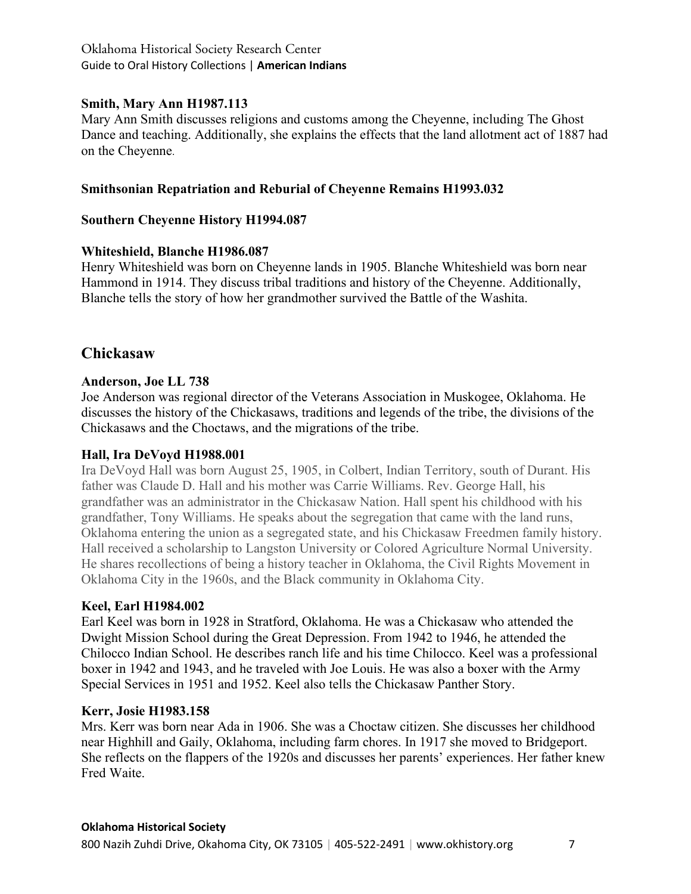**Smith, Mary Ann H1987.113**

Mary Ann Smith discusses religions and customs among the Cheyenne, including The Ghost Dance and teaching. Additionally, she explains the effects that the land allotment act of 1887 had on the Cheyenne.

**Smithsonian Repatriation and Reburial of Cheyenne Remains H1993.032**

**Southern Cheyenne History H1994.087**

**Whiteshield, Blanche H1986.087**

Henry Whiteshield was born on Cheyenne lands in 1905. Blanche Whiteshield was born near Hammond in 1914. They discuss tribal traditions and history of the Cheyenne. Additionally, Blanche tells the story of how her grandmother survived the Battle of the Washita.

## Chickasaw

**Anderson, Joe LL 738**

Joe Anderson was regional director of the Veterans Association in Muskogee, Oklahoma. He discusses the history of the Chickasaws, traditions and legends of the tribe, the divisions of the Chickasaws and the Choctaws, and the migrations of the tribe.

**Hall, Ira DeVoyd H1988.001**

Ira DeVoyd Hall was born August 25, 1905, in Colbert, Indian Territory, south of Durant. His father was Claude D. Hall and his mother was Carrie Williams. Rev. George Hall, his grandfather was an administrator in the Chickasaw Nation. Hall spent his childhood with his grandfather, Tony Williams. He speaks about the segregation that came with the land runs, Oklahoma entering the union as a segregated state, and his Chickasaw Freedmen family history. Hall received a scholarship to Langston University or Colored Agriculture Normal University. He shares recollections of being a history teacher in Oklahoma, the Civil Rights Movement in Oklahoma City in the 1960s, and the Black community in Oklahoma City.

**Keel, Earl H1984.002**

Earl Keel was born in 1928 in Stratford, Oklahoma. He was a Chickasaw who attended the Dwight Mission School during the Great Depression. From 1942 to 1946, he attended the Chilocco Indian School. He describes ranch life and his time Chilocco. Keel was a professional boxer in 1942 and 1943, and he traveled with Joe Louis. He was also a boxer with the Army Special Services in 1951 and 1952. Keel also tells the Chickasaw Panther Story.

**Kerr, Josie H1983.158**

Mrs. Kerr was born near Ada in 1906. She was a Choctaw citizen. She discusses her childhood near Highhill and Gaily, Oklahoma, including farm chores. In 1917 she moved to Bridgeport. She reflects on the flappers of the 1920s and discusses her parents' experiences. Her father knew Fred Waite.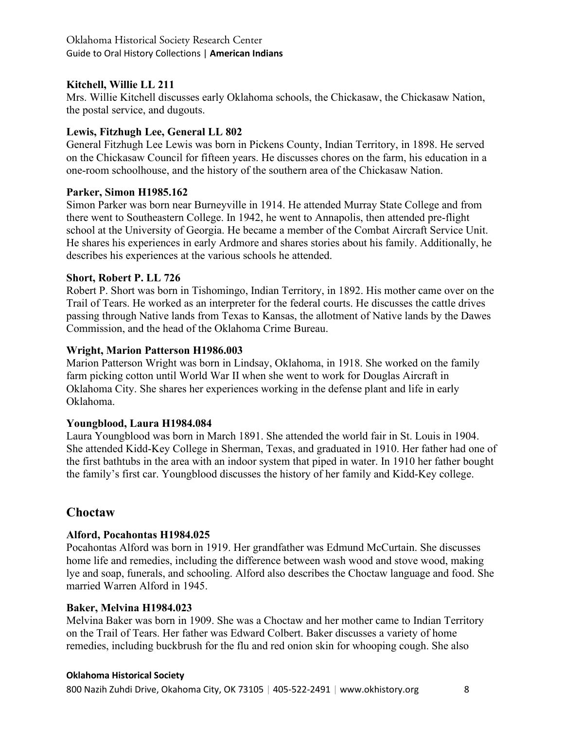**Kitchell, Willie LL 211**

Mrs. Willie Kitchell discusses early Oklahoma schools, the Chickasaw, the Chickasaw Nation, the postal service, and dugouts.

**Lewis, Fitzhugh Lee, General LL 802**

General Fitzhugh Lee Lewis was born in Pickens County, Indian Territory, in 1898. He served on the Chickasaw Council for fifteen years. He discusses chores on the farm, his education in a one-room schoolhouse, and the history of the southern area of the Chickasaw Nation.

**Parker, Simon H1985.162**

Simon Parker was born near Burneyville in 1914. He attended Murray State College and from there went to Southeastern College. In 1942, he went to Annapolis, then attended pre-flight school at the University of Georgia. He became a member of the Combat Aircraft Service Unit. He shares his experiences in early Ardmore and shares stories about his family. Additionally, he describes his experiences at the various schools he attended.

**Short, Robert P. LL 726**

Robert P. Short was born in Tishomingo, Indian Territory, in 1892. His mother came over on the Trail of Tears. He worked as an interpreter for the federal courts. He discusses the cattle drives passing through Native lands from Texas to Kansas, the allotment of Native lands by the Dawes Commission, and the head of the Oklahoma Crime Bureau.

**Wright, Marion Patterson H1986.003**

Marion Patterson Wright was born in Lindsay, Oklahoma, in 1918. She worked on the family farm picking cotton until World War II when she went to work for Douglas Aircraft in Oklahoma City. She shares her experiences working in the defense plant and life in early Oklahoma.

**Youngblood, Laura H1984.084**

Laura Youngblood was born in March 1891. She attended the world fair in St. Louis in 1904. She attended Kidd-Key College in Sherman, Texas, and graduated in 1910. Her father had one of the first bathtubs in the area with an indoor system that piped in water. In 1910 her father bought the family's first car. Youngblood discusses the history of her family and Kidd-Key college.

## Choctaw

**Alford, Pocahontas H1984.025**

Pocahontas Alford was born in 1919. Her grandfather was Edmund McCurtain. She discusses home life and remedies, including the difference between wash wood and stove wood, making lye and soap, funerals, and schooling. Alford also describes the Choctaw language and food. She married Warren Alford in 1945.

**Baker, Melvina H1984.023**

Melvina Baker was born in 1909. She was a Choctaw and her mother came to Indian Territory on the Trail of Tears. Her father was Edward Colbert. Baker discusses a variety of home remedies, including buckbrush for the flu and red onion skin for whooping cough. She also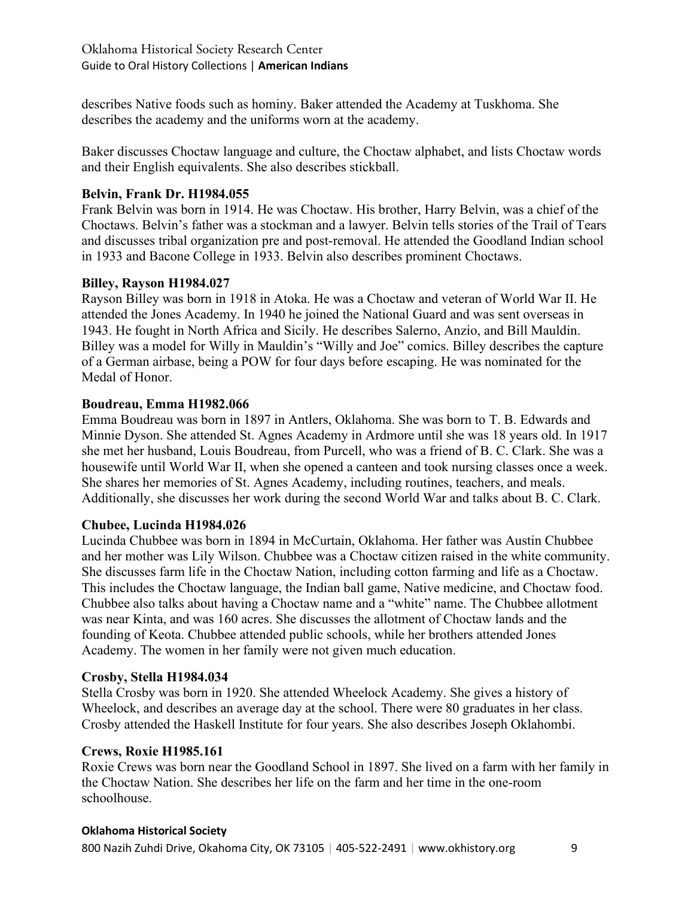describes Native foods such as hominy. Baker attended the Academy at Tuskhoma. She describes the academy and the uniforms worn at the academy.

Baker discusses Choctaw language and culture, the Choctaw alphabet, and lists Choctaw words and their English equivalents. She also describes stickball.

**Belvin, Frank Dr. H1984.055**
Frank Belvin was born in 1914. He was Choctaw. His brother, Harry Belvin, was a chief of the Choctaws. Belvin's father was a stockman and a lawyer. Belvin tells stories of the Trail of Tears and discusses tribal organization pre and post-removal. He attended the Goodland Indian school in 1933 and Bacone College in 1933. Belvin also describes prominent Choctaws.

**Billey, Rayson H1984.027**
Rayson Billey was born in 1918 in Atoka. He was a Choctaw and veteran of World War II. He attended the Jones Academy. In 1940 he joined the National Guard and was sent overseas in 1943. He fought in North Africa and Sicily. He describes Salerno, Anzio, and Bill Mauldin. Billey was a model for Willy in Mauldin's "Willy and Joe" comics. Billey describes the capture of a German airbase, being a POW for four days before escaping. He was nominated for the Medal of Honor.

**Boudreau, Emma H1982.066**
Emma Boudreau was born in 1897 in Antlers, Oklahoma. She was born to T. B. Edwards and Minnie Dyson. She attended St. Agnes Academy in Ardmore until she was 18 years old. In 1917 she met her husband, Louis Boudreau, from Purcell, who was a friend of B. C. Clark. She was a housewife until World War II, when she opened a canteen and took nursing classes once a week. She shares her memories of St. Agnes Academy, including routines, teachers, and meals. Additionally, she discusses her work during the second World War and talks about B. C. Clark.

**Chubee, Lucinda H1984.026**
Lucinda Chubbee was born in 1894 in McCurtain, Oklahoma. Her father was Austin Chubbee and her mother was Lily Wilson. Chubbee was a Choctaw citizen raised in the white community. She discusses farm life in the Choctaw Nation, including cotton farming and life as a Choctaw. This includes the Choctaw language, the Indian ball game, Native medicine, and Choctaw food. Chubbee also talks about having a Choctaw name and a "white" name. The Chubbee allotment was near Kinta, and was 160 acres. She discusses the allotment of Choctaw lands and the founding of Keota. Chubbee attended public schools, while her brothers attended Jones Academy. The women in her family were not given much education.

**Crosby, Stella H1984.034**
Stella Crosby was born in 1920. She attended Wheelock Academy. She gives a history of Wheelock, and describes an average day at the school. There were 80 graduates in her class. Crosby attended the Haskell Institute for four years. She also describes Joseph Oklahombi.

**Crews, Roxie H1985.161**
Roxie Crews was born near the Goodland School in 1897. She lived on a farm with her family in the Choctaw Nation. She describes her life on the farm and her time in the one-room schoolhouse.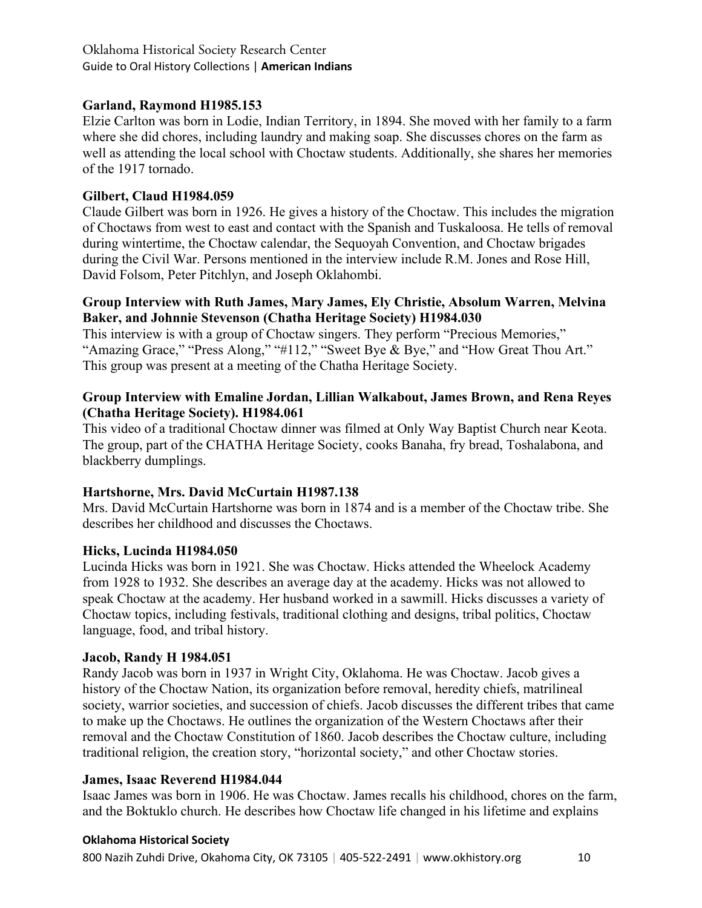**Garland, Raymond H1985.153**

Elzie Carlton was born in Lodie, Indian Territory, in 1894. She moved with her family to a farm where she did chores, including laundry and making soap. She discusses chores on the farm as well as attending the local school with Choctaw students. Additionally, she shares her memories of the 1917 tornado.

**Gilbert, Claud H1984.059**

Claude Gilbert was born in 1926. He gives a history of the Choctaw. This includes the migration of Choctaws from west to east and contact with the Spanish and Tuskaloosa. He tells of removal during wintertime, the Choctaw calendar, the Sequoyah Convention, and Choctaw brigades during the Civil War. Persons mentioned in the interview include R.M. Jones and Rose Hill, David Folsom, Peter Pitchlyn, and Joseph Oklahombi.

**Group Interview with Ruth James, Mary James, Ely Christie, Absolum Warren, Melvina Baker, and Johnnie Stevenson (Chatha Heritage Society) H1984.030**

This interview is with a group of Choctaw singers. They perform "Precious Memories," "Amazing Grace," "Press Along," "#112," "Sweet Bye & Bye," and "How Great Thou Art." This group was present at a meeting of the Chatha Heritage Society.

**Group Interview with Emaline Jordan, Lillian Walkabout, James Brown, and Rena Reyes (Chatha Heritage Society). H1984.061**

This video of a traditional Choctaw dinner was filmed at Only Way Baptist Church near Keota. The group, part of the CHATHA Heritage Society, cooks Banaha, fry bread, Toshalabona, and blackberry dumplings.

**Hartshorne, Mrs. David McCurtain H1987.138**

Mrs. David McCurtain Hartshorne was born in 1874 and is a member of the Choctaw tribe. She describes her childhood and discusses the Choctaws.

**Hicks, Lucinda H1984.050**

Lucinda Hicks was born in 1921. She was Choctaw. Hicks attended the Wheelock Academy from 1928 to 1932. She describes an average day at the academy. Hicks was not allowed to speak Choctaw at the academy. Her husband worked in a sawmill. Hicks discusses a variety of Choctaw topics, including festivals, traditional clothing and designs, tribal politics, Choctaw language, food, and tribal history.

**Jacob, Randy H 1984.051**

Randy Jacob was born in 1937 in Wright City, Oklahoma. He was Choctaw. Jacob gives a history of the Choctaw Nation, its organization before removal, heredity chiefs, matrilineal society, warrior societies, and succession of chiefs. Jacob discusses the different tribes that came to make up the Choctaws. He outlines the organization of the Western Choctaws after their removal and the Choctaw Constitution of 1860. Jacob describes the Choctaw culture, including traditional religion, the creation story, "horizontal society," and other Choctaw stories.

**James, Isaac Reverend H1984.044**

Isaac James was born in 1906. He was Choctaw. James recalls his childhood, chores on the farm, and the Boktuklo church. He describes how Choctaw life changed in his lifetime and explains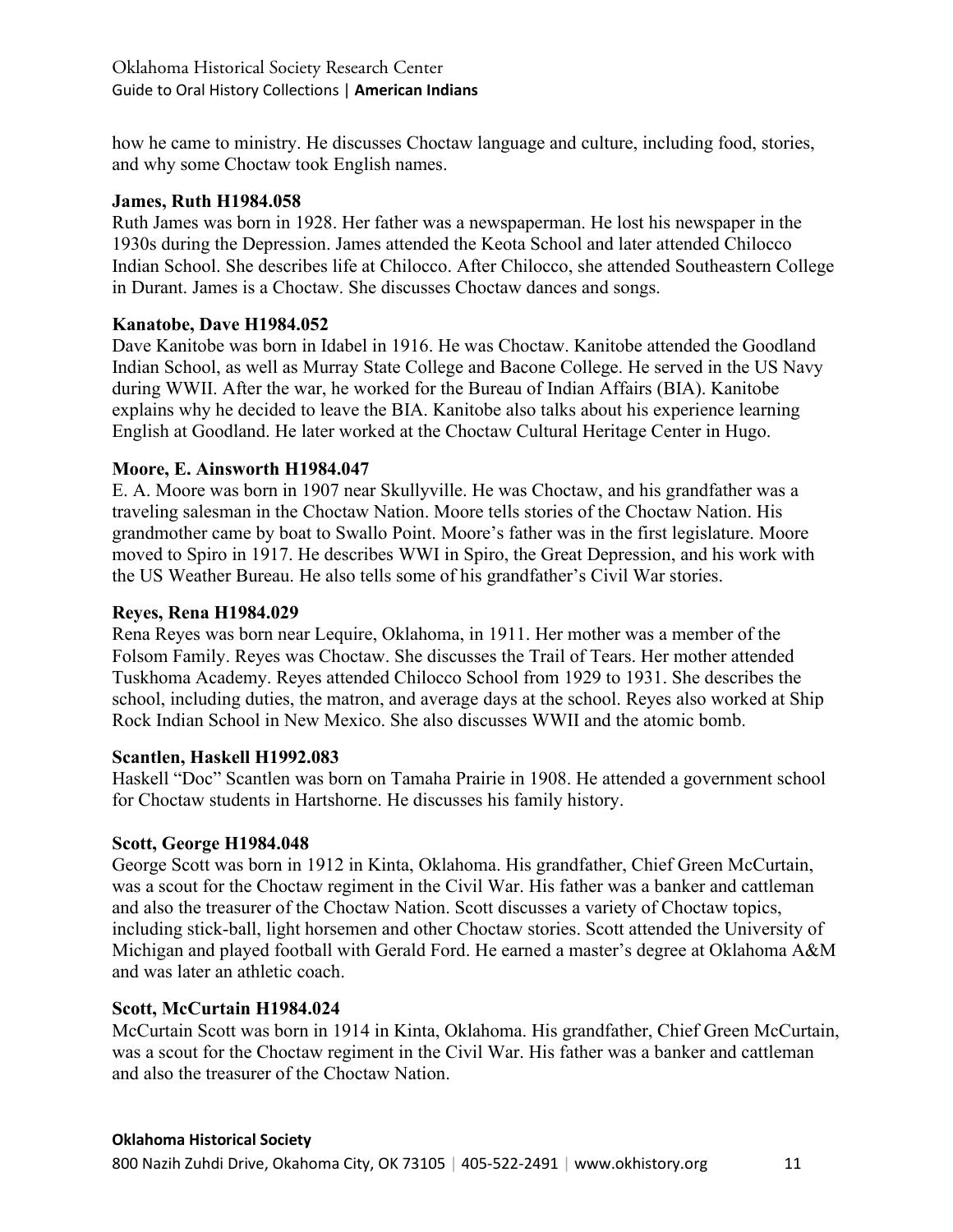how he came to ministry. He discusses Choctaw language and culture, including food, stories, and why some Choctaw took English names.

**James, Ruth H1984.058**

Ruth James was born in 1928. Her father was a newspaperman. He lost his newspaper in the 1930s during the Depression. James attended the Keota School and later attended Chilocco Indian School. She describes life at Chilocco. After Chilocco, she attended Southeastern College in Durant. James is a Choctaw. She discusses Choctaw dances and songs.

**Kanatobe, Dave H1984.052**

Dave Kanitobe was born in Idabel in 1916. He was Choctaw. Kanitobe attended the Goodland Indian School, as well as Murray State College and Bacone College. He served in the US Navy during WWII. After the war, he worked for the Bureau of Indian Affairs (BIA). Kanitobe explains why he decided to leave the BIA. Kanitobe also talks about his experience learning English at Goodland. He later worked at the Choctaw Cultural Heritage Center in Hugo.

**Moore, E. Ainsworth H1984.047**

E. A. Moore was born in 1907 near Skullyville. He was Choctaw, and his grandfather was a traveling salesman in the Choctaw Nation. Moore tells stories of the Choctaw Nation. His grandmother came by boat to Swallo Point. Moore's father was in the first legislature. Moore moved to Spiro in 1917. He describes WWI in Spiro, the Great Depression, and his work with the US Weather Bureau. He also tells some of his grandfather's Civil War stories.

**Reyes, Rena H1984.029**

Rena Reyes was born near Lequire, Oklahoma, in 1911. Her mother was a member of the Folsom Family. Reyes was Choctaw. She discusses the Trail of Tears. Her mother attended Tuskhoma Academy. Reyes attended Chilocco School from 1929 to 1931. She describes the school, including duties, the matron, and average days at the school. Reyes also worked at Ship Rock Indian School in New Mexico. She also discusses WWII and the atomic bomb.

**Scantlen, Haskell H1992.083**

Haskell "Doc" Scantlen was born on Tamaha Prairie in 1908. He attended a government school for Choctaw students in Hartshorne. He discusses his family history.

**Scott, George H1984.048**

George Scott was born in 1912 in Kinta, Oklahoma. His grandfather, Chief Green McCurtain, was a scout for the Choctaw regiment in the Civil War. His father was a banker and cattleman and also the treasurer of the Choctaw Nation. Scott discusses a variety of Choctaw topics, including stick-ball, light horsemen and other Choctaw stories. Scott attended the University of Michigan and played football with Gerald Ford. He earned a master's degree at Oklahoma A&M and was later an athletic coach.

**Scott, McCurtain H1984.024**

McCurtain Scott was born in 1914 in Kinta, Oklahoma. His grandfather, Chief Green McCurtain, was a scout for the Choctaw regiment in the Civil War. His father was a banker and cattleman and also the treasurer of the Choctaw Nation.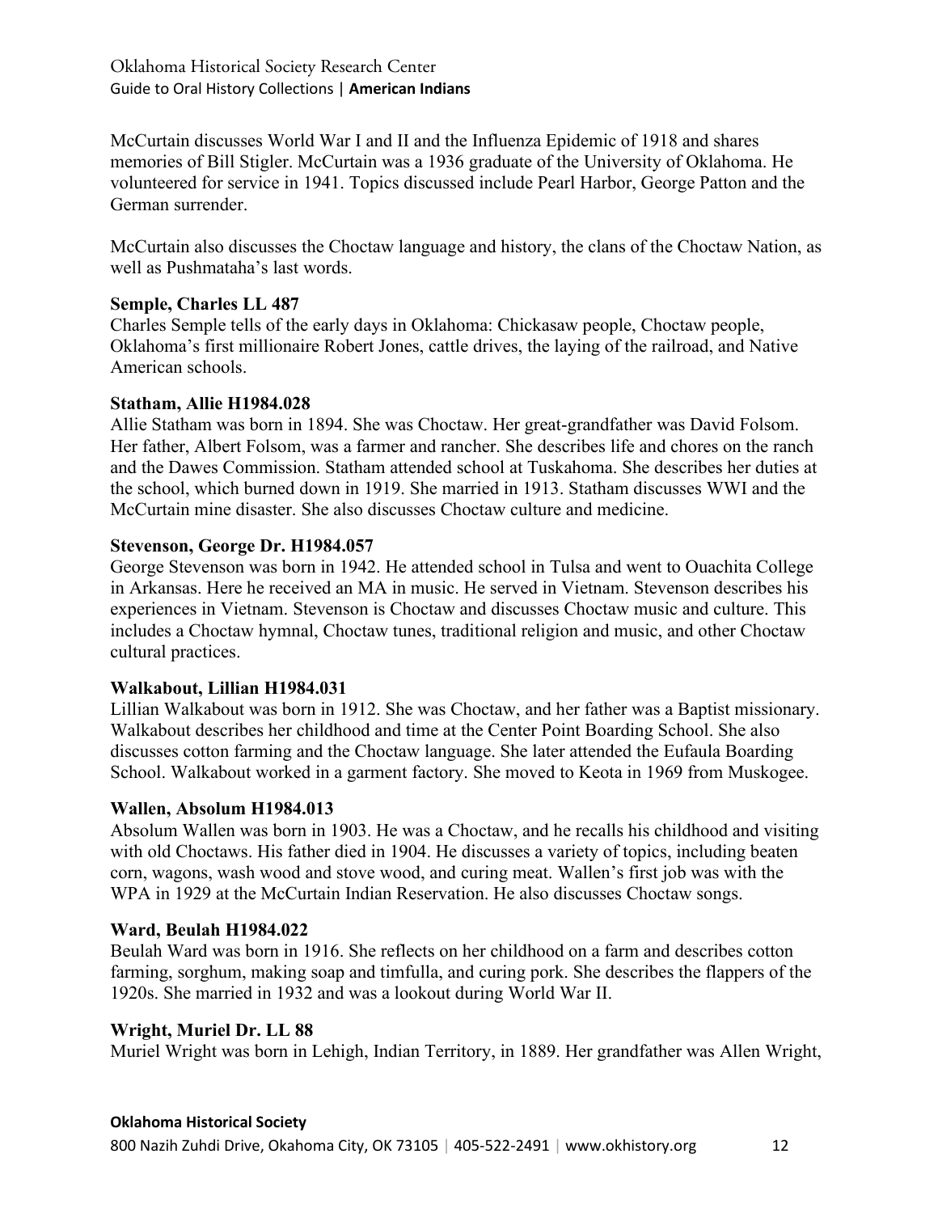McCurtain discusses World War I and II and the Influenza Epidemic of 1918 and shares memories of Bill Stigler. McCurtain was a 1936 graduate of the University of Oklahoma. He volunteered for service in 1941. Topics discussed include Pearl Harbor, George Patton and the German surrender.

McCurtain also discusses the Choctaw language and history, the clans of the Choctaw Nation, as well as Pushmataha's last words.

**Semple, Charles LL 487**
Charles Semple tells of the early days in Oklahoma: Chickasaw people, Choctaw people, Oklahoma's first millionaire Robert Jones, cattle drives, the laying of the railroad, and Native American schools.

**Statham, Allie H1984.028**
Allie Statham was born in 1894. She was Choctaw. Her great-grandfather was David Folsom. Her father, Albert Folsom, was a farmer and rancher. She describes life and chores on the ranch and the Dawes Commission. Statham attended school at Tuskahoma. She describes her duties at the school, which burned down in 1919. She married in 1913. Statham discusses WWI and the McCurtain mine disaster. She also discusses Choctaw culture and medicine.

**Stevenson, George Dr. H1984.057**
George Stevenson was born in 1942. He attended school in Tulsa and went to Ouachita College in Arkansas. Here he received an MA in music. He served in Vietnam. Stevenson describes his experiences in Vietnam. Stevenson is Choctaw and discusses Choctaw music and culture. This includes a Choctaw hymnal, Choctaw tunes, traditional religion and music, and other Choctaw cultural practices.

**Walkabout, Lillian H1984.031**
Lillian Walkabout was born in 1912. She was Choctaw, and her father was a Baptist missionary. Walkabout describes her childhood and time at the Center Point Boarding School. She also discusses cotton farming and the Choctaw language. She later attended the Eufaula Boarding School. Walkabout worked in a garment factory. She moved to Keota in 1969 from Muskogee.

**Wallen, Absolum H1984.013**
Absolum Wallen was born in 1903. He was a Choctaw, and he recalls his childhood and visiting with old Choctaws. His father died in 1904. He discusses a variety of topics, including beaten corn, wagons, wash wood and stove wood, and curing meat. Wallen's first job was with the WPA in 1929 at the McCurtain Indian Reservation. He also discusses Choctaw songs.

**Ward, Beulah H1984.022**
Beulah Ward was born in 1916. She reflects on her childhood on a farm and describes cotton farming, sorghum, making soap and timfulla, and curing pork. She describes the flappers of the 1920s. She married in 1932 and was a lookout during World War II.

**Wright, Muriel Dr. LL 88**
Muriel Wright was born in Lehigh, Indian Territory, in 1889. Her grandfather was Allen Wright,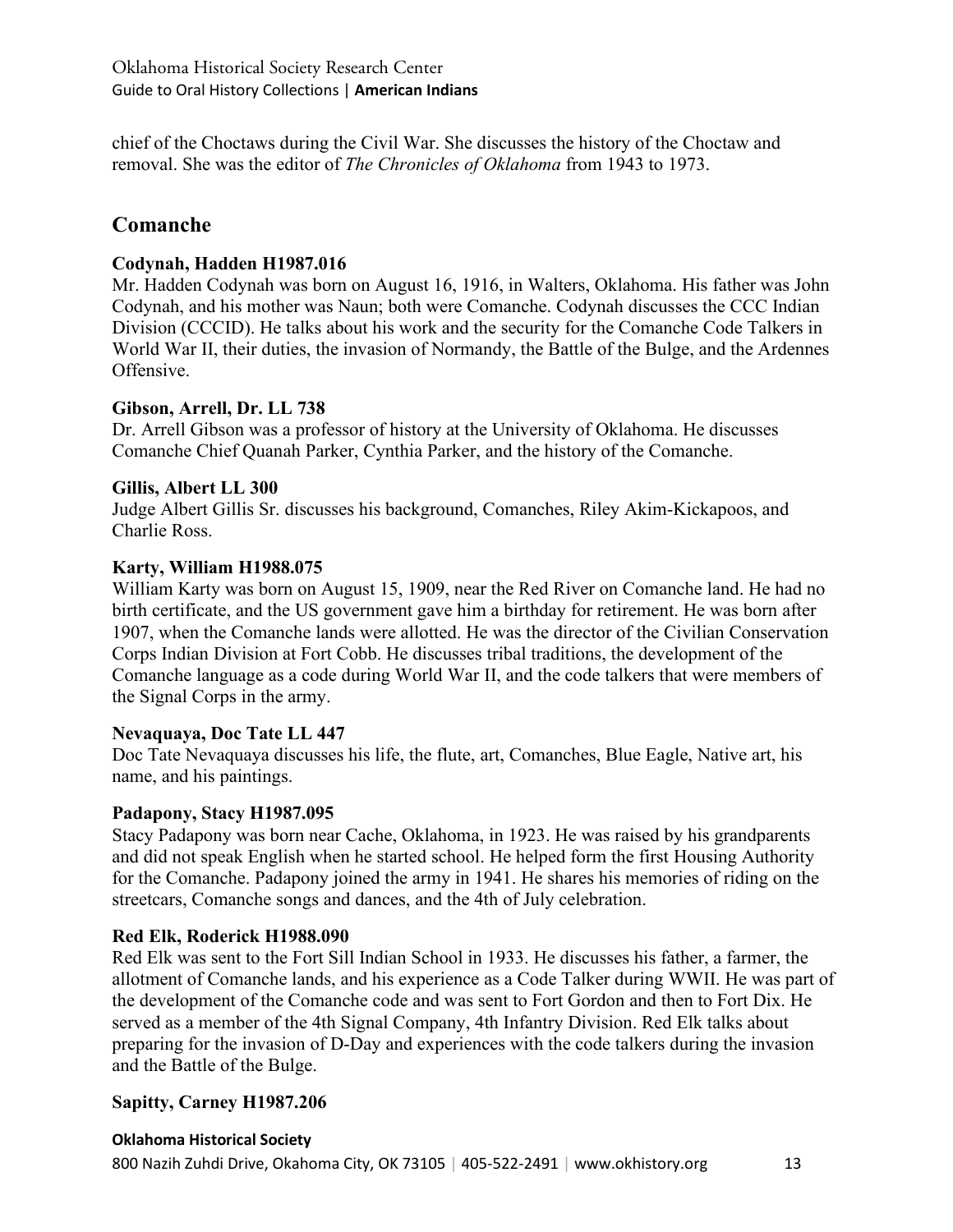chief of the Choctaws during the Civil War. She discusses the history of the Choctaw and removal. She was the editor of *The Chronicles of Oklahoma* from 1943 to 1973.

## Comanche

**Codynah, Hadden H1987.016**
Mr. Hadden Codynah was born on August 16, 1916, in Walters, Oklahoma. His father was John Codynah, and his mother was Naun; both were Comanche. Codynah discusses the CCC Indian Division (CCCID). He talks about his work and the security for the Comanche Code Talkers in World War II, their duties, the invasion of Normandy, the Battle of the Bulge, and the Ardennes Offensive.

**Gibson, Arrell, Dr. LL 738**
Dr. Arrell Gibson was a professor of history at the University of Oklahoma. He discusses Comanche Chief Quanah Parker, Cynthia Parker, and the history of the Comanche.

**Gillis, Albert LL 300**
Judge Albert Gillis Sr. discusses his background, Comanches, Riley Akim-Kickapoos, and Charlie Ross.

**Karty, William H1988.075**
William Karty was born on August 15, 1909, near the Red River on Comanche land. He had no birth certificate, and the US government gave him a birthday for retirement. He was born after 1907, when the Comanche lands were allotted. He was the director of the Civilian Conservation Corps Indian Division at Fort Cobb. He discusses tribal traditions, the development of the Comanche language as a code during World War II, and the code talkers that were members of the Signal Corps in the army.

**Nevaquaya, Doc Tate LL 447**
Doc Tate Nevaquaya discusses his life, the flute, art, Comanches, Blue Eagle, Native art, his name, and his paintings.

**Padapony, Stacy H1987.095**
Stacy Padapony was born near Cache, Oklahoma, in 1923. He was raised by his grandparents and did not speak English when he started school. He helped form the first Housing Authority for the Comanche. Padapony joined the army in 1941. He shares his memories of riding on the streetcars, Comanche songs and dances, and the 4th of July celebration.

**Red Elk, Roderick H1988.090**
Red Elk was sent to the Fort Sill Indian School in 1933. He discusses his father, a farmer, the allotment of Comanche lands, and his experience as a Code Talker during WWII. He was part of the development of the Comanche code and was sent to Fort Gordon and then to Fort Dix. He served as a member of the 4th Signal Company, 4th Infantry Division. Red Elk talks about preparing for the invasion of D-Day and experiences with the code talkers during the invasion and the Battle of the Bulge.

**Sapitty, Carney H1987.206**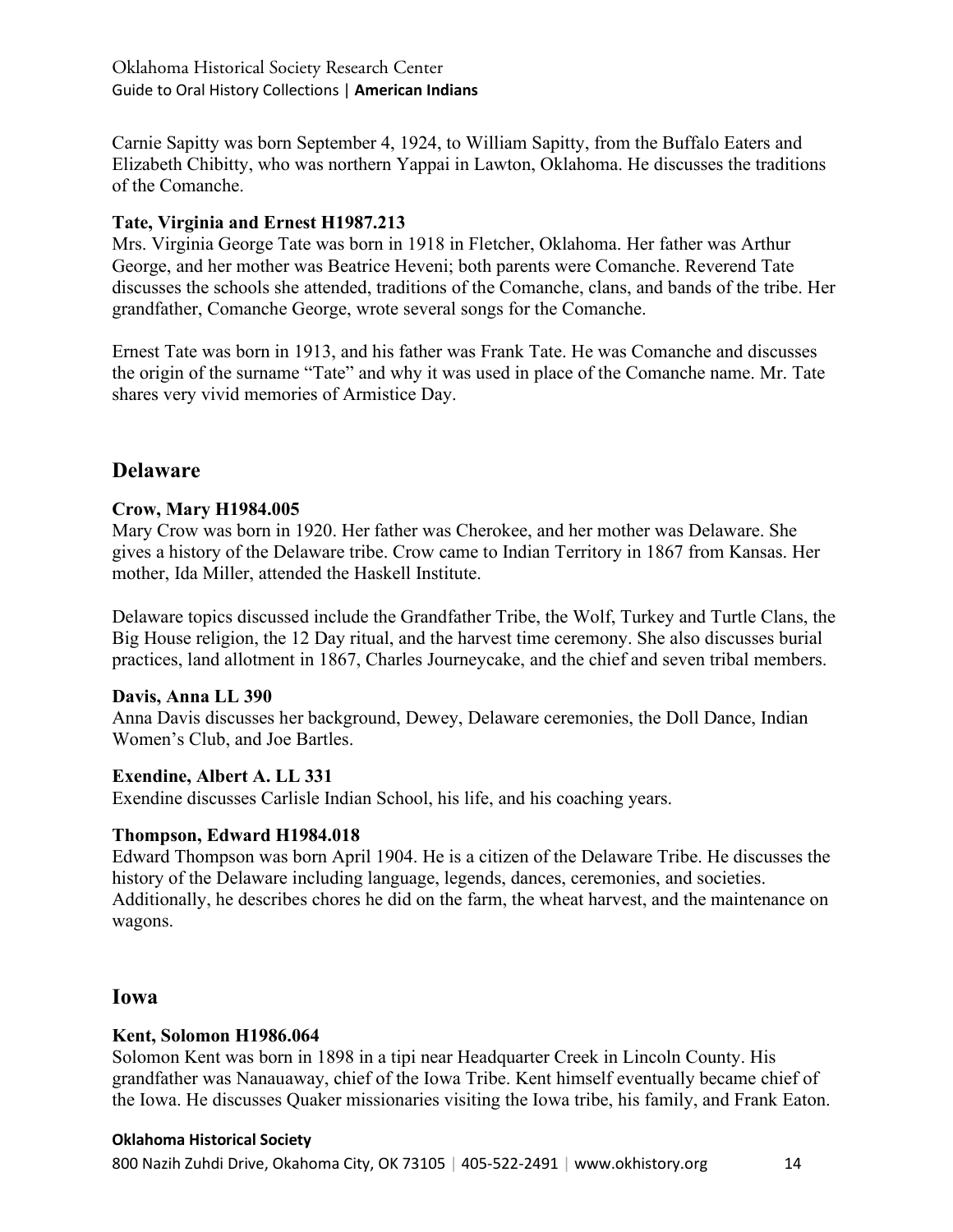Carnie Sapitty was born September 4, 1924, to William Sapitty, from the Buffalo Eaters and Elizabeth Chibitty, who was northern Yappai in Lawton, Oklahoma. He discusses the traditions of the Comanche.

**Tate, Virginia and Ernest H1987.213**

Mrs. Virginia George Tate was born in 1918 in Fletcher, Oklahoma. Her father was Arthur George, and her mother was Beatrice Heveni; both parents were Comanche. Reverend Tate discusses the schools she attended, traditions of the Comanche, clans, and bands of the tribe. Her grandfather, Comanche George, wrote several songs for the Comanche.

Ernest Tate was born in 1913, and his father was Frank Tate. He was Comanche and discusses the origin of the surname "Tate" and why it was used in place of the Comanche name. Mr. Tate shares very vivid memories of Armistice Day.

## Delaware

**Crow, Mary H1984.005**

Mary Crow was born in 1920. Her father was Cherokee, and her mother was Delaware. She gives a history of the Delaware tribe. Crow came to Indian Territory in 1867 from Kansas. Her mother, Ida Miller, attended the Haskell Institute.

Delaware topics discussed include the Grandfather Tribe, the Wolf, Turkey and Turtle Clans, the Big House religion, the 12 Day ritual, and the harvest time ceremony. She also discusses burial practices, land allotment in 1867, Charles Journeycake, and the chief and seven tribal members.

**Davis, Anna LL 390**

Anna Davis discusses her background, Dewey, Delaware ceremonies, the Doll Dance, Indian Women's Club, and Joe Bartles.

**Exendine, Albert A. LL 331**

Exendine discusses Carlisle Indian School, his life, and his coaching years.

**Thompson, Edward H1984.018**

Edward Thompson was born April 1904. He is a citizen of the Delaware Tribe. He discusses the history of the Delaware including language, legends, dances, ceremonies, and societies. Additionally, he describes chores he did on the farm, the wheat harvest, and the maintenance on wagons.

## Iowa

**Kent, Solomon H1986.064**

Solomon Kent was born in 1898 in a tipi near Headquarter Creek in Lincoln County. His grandfather was Nanauaway, chief of the Iowa Tribe. Kent himself eventually became chief of the Iowa. He discusses Quaker missionaries visiting the Iowa tribe, his family, and Frank Eaton.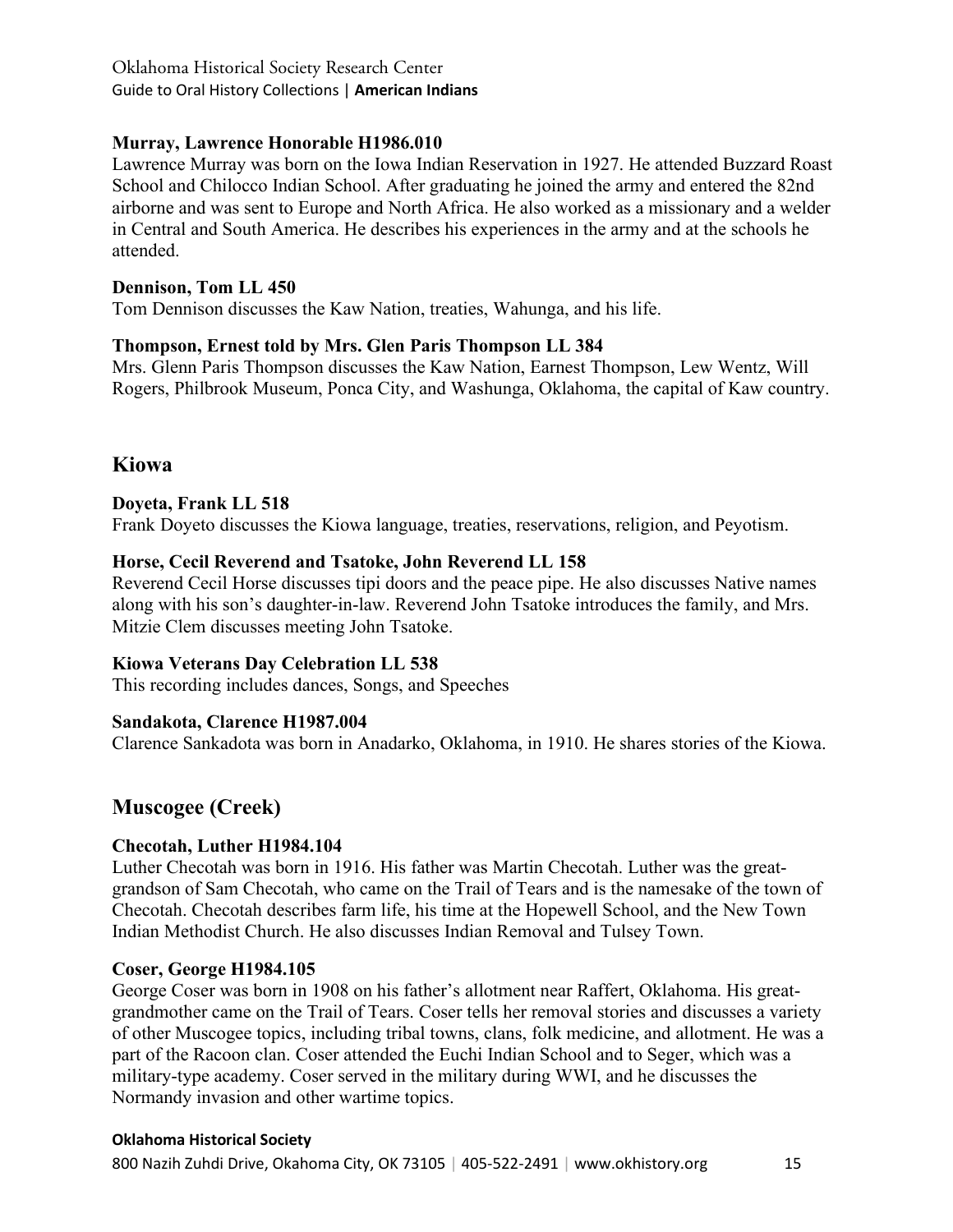**Murray, Lawrence Honorable H1986.010**

Lawrence Murray was born on the Iowa Indian Reservation in 1927. He attended Buzzard Roast School and Chilocco Indian School. After graduating he joined the army and entered the 82nd airborne and was sent to Europe and North Africa. He also worked as a missionary and a welder in Central and South America. He describes his experiences in the army and at the schools he attended.

**Dennison, Tom LL 450**

Tom Dennison discusses the Kaw Nation, treaties, Wahunga, and his life.

**Thompson, Ernest told by Mrs. Glen Paris Thompson LL 384**

Mrs. Glenn Paris Thompson discusses the Kaw Nation, Earnest Thompson, Lew Wentz, Will Rogers, Philbrook Museum, Ponca City, and Washunga, Oklahoma, the capital of Kaw country.

## Kiowa

**Doyeta, Frank LL 518**

Frank Doyeto discusses the Kiowa language, treaties, reservations, religion, and Peyotism.

**Horse, Cecil Reverend and Tsatoke, John Reverend LL 158**

Reverend Cecil Horse discusses tipi doors and the peace pipe. He also discusses Native names along with his son's daughter-in-law. Reverend John Tsatoke introduces the family, and Mrs. Mitzie Clem discusses meeting John Tsatoke.

**Kiowa Veterans Day Celebration LL 538**

This recording includes dances, Songs, and Speeches

**Sandakota, Clarence H1987.004**

Clarence Sankadota was born in Anadarko, Oklahoma, in 1910. He shares stories of the Kiowa.

## Muscogee (Creek)

**Checotah, Luther H1984.104**

Luther Checotah was born in 1916. His father was Martin Checotah. Luther was the great-grandson of Sam Checotah, who came on the Trail of Tears and is the namesake of the town of Checotah. Checotah describes farm life, his time at the Hopewell School, and the New Town Indian Methodist Church. He also discusses Indian Removal and Tulsey Town.

**Coser, George H1984.105**

George Coser was born in 1908 on his father's allotment near Raffert, Oklahoma. His great-grandmother came on the Trail of Tears. Coser tells her removal stories and discusses a variety of other Muscogee topics, including tribal towns, clans, folk medicine, and allotment. He was a part of the Racoon clan. Coser attended the Euchi Indian School and to Seger, which was a military-type academy. Coser served in the military during WWI, and he discusses the Normandy invasion and other wartime topics.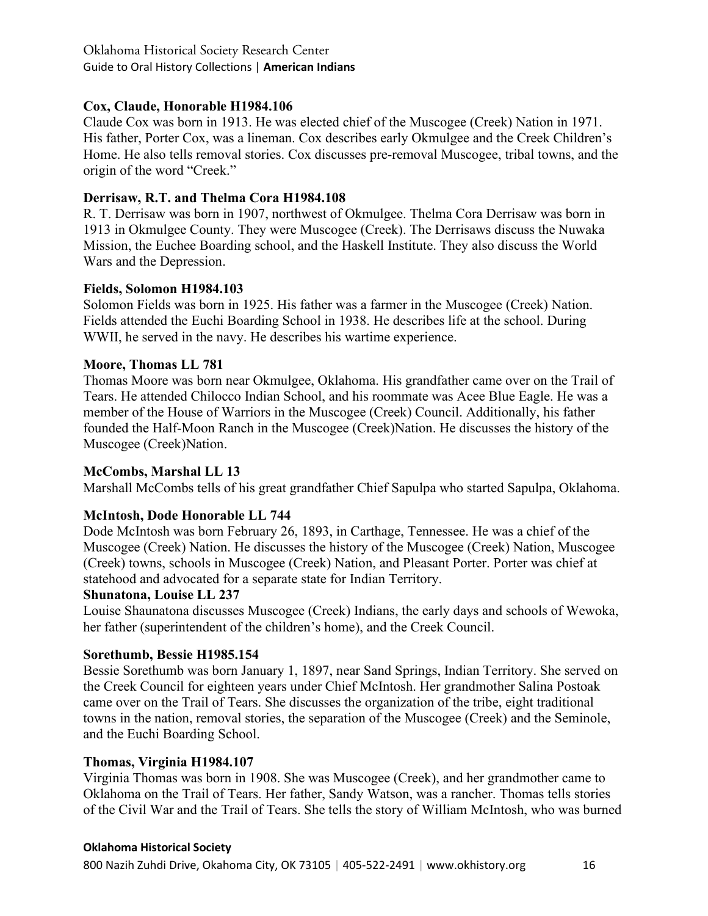**Cox, Claude, Honorable H1984.106**

Claude Cox was born in 1913. He was elected chief of the Muscogee (Creek) Nation in 1971. His father, Porter Cox, was a lineman. Cox describes early Okmulgee and the Creek Children's Home. He also tells removal stories. Cox discusses pre-removal Muscogee, tribal towns, and the origin of the word "Creek."

**Derrisaw, R.T. and Thelma Cora H1984.108**

R. T. Derrisaw was born in 1907, northwest of Okmulgee. Thelma Cora Derrisaw was born in 1913 in Okmulgee County. They were Muscogee (Creek). The Derrisaws discuss the Nuwaka Mission, the Euchee Boarding school, and the Haskell Institute. They also discuss the World Wars and the Depression.

**Fields, Solomon H1984.103**

Solomon Fields was born in 1925. His father was a farmer in the Muscogee (Creek) Nation. Fields attended the Euchi Boarding School in 1938. He describes life at the school. During WWII, he served in the navy. He describes his wartime experience.

**Moore, Thomas LL 781**

Thomas Moore was born near Okmulgee, Oklahoma. His grandfather came over on the Trail of Tears. He attended Chilocco Indian School, and his roommate was Acee Blue Eagle. He was a member of the House of Warriors in the Muscogee (Creek) Council. Additionally, his father founded the Half-Moon Ranch in the Muscogee (Creek)Nation. He discusses the history of the Muscogee (Creek)Nation.

**McCombs, Marshal LL 13**

Marshall McCombs tells of his great grandfather Chief Sapulpa who started Sapulpa, Oklahoma.

**McIntosh, Dode Honorable LL 744**

Dode McIntosh was born February 26, 1893, in Carthage, Tennessee. He was a chief of the Muscogee (Creek) Nation. He discusses the history of the Muscogee (Creek) Nation, Muscogee (Creek) towns, schools in Muscogee (Creek) Nation, and Pleasant Porter. Porter was chief at statehood and advocated for a separate state for Indian Territory.

**Shunatona, Louise LL 237**

Louise Shaunatona discusses Muscogee (Creek) Indians, the early days and schools of Wewoka, her father (superintendent of the children's home), and the Creek Council.

**Sorethumb, Bessie H1985.154**

Bessie Sorethumb was born January 1, 1897, near Sand Springs, Indian Territory. She served on the Creek Council for eighteen years under Chief McIntosh. Her grandmother Salina Postoak came over on the Trail of Tears. She discusses the organization of the tribe, eight traditional towns in the nation, removal stories, the separation of the Muscogee (Creek) and the Seminole, and the Euchi Boarding School.

**Thomas, Virginia H1984.107**

Virginia Thomas was born in 1908. She was Muscogee (Creek), and her grandmother came to Oklahoma on the Trail of Tears. Her father, Sandy Watson, was a rancher. Thomas tells stories of the Civil War and the Trail of Tears. She tells the story of William McIntosh, who was burned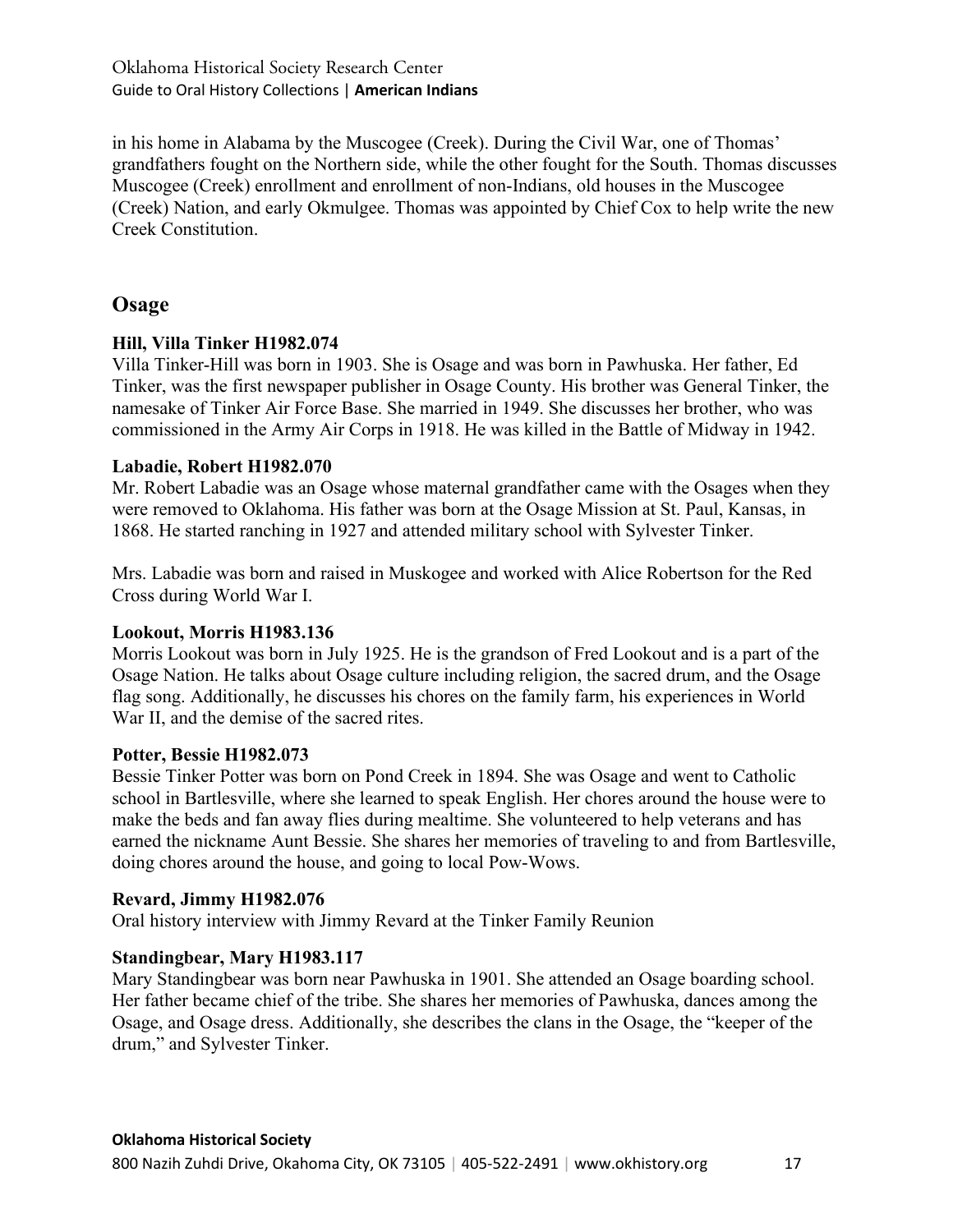in his home in Alabama by the Muscogee (Creek). During the Civil War, one of Thomas' grandfathers fought on the Northern side, while the other fought for the South. Thomas discusses Muscogee (Creek) enrollment and enrollment of non-Indians, old houses in the Muscogee (Creek) Nation, and early Okmulgee. Thomas was appointed by Chief Cox to help write the new Creek Constitution.

## Osage

**Hill, Villa Tinker H1982.074**

Villa Tinker-Hill was born in 1903. She is Osage and was born in Pawhuska. Her father, Ed Tinker, was the first newspaper publisher in Osage County. His brother was General Tinker, the namesake of Tinker Air Force Base. She married in 1949. She discusses her brother, who was commissioned in the Army Air Corps in 1918. He was killed in the Battle of Midway in 1942.

**Labadie, Robert H1982.070**

Mr. Robert Labadie was an Osage whose maternal grandfather came with the Osages when they were removed to Oklahoma. His father was born at the Osage Mission at St. Paul, Kansas, in 1868. He started ranching in 1927 and attended military school with Sylvester Tinker.

Mrs. Labadie was born and raised in Muskogee and worked with Alice Robertson for the Red Cross during World War I.

**Lookout, Morris H1983.136**

Morris Lookout was born in July 1925. He is the grandson of Fred Lookout and is a part of the Osage Nation. He talks about Osage culture including religion, the sacred drum, and the Osage flag song. Additionally, he discusses his chores on the family farm, his experiences in World War II, and the demise of the sacred rites.

**Potter, Bessie H1982.073**

Bessie Tinker Potter was born on Pond Creek in 1894. She was Osage and went to Catholic school in Bartlesville, where she learned to speak English. Her chores around the house were to make the beds and fan away flies during mealtime. She volunteered to help veterans and has earned the nickname Aunt Bessie. She shares her memories of traveling to and from Bartlesville, doing chores around the house, and going to local Pow-Wows.

**Revard, Jimmy H1982.076**

Oral history interview with Jimmy Revard at the Tinker Family Reunion

**Standingbear, Mary H1983.117**

Mary Standingbear was born near Pawhuska in 1901. She attended an Osage boarding school. Her father became chief of the tribe. She shares her memories of Pawhuska, dances among the Osage, and Osage dress. Additionally, she describes the clans in the Osage, the "keeper of the drum," and Sylvester Tinker.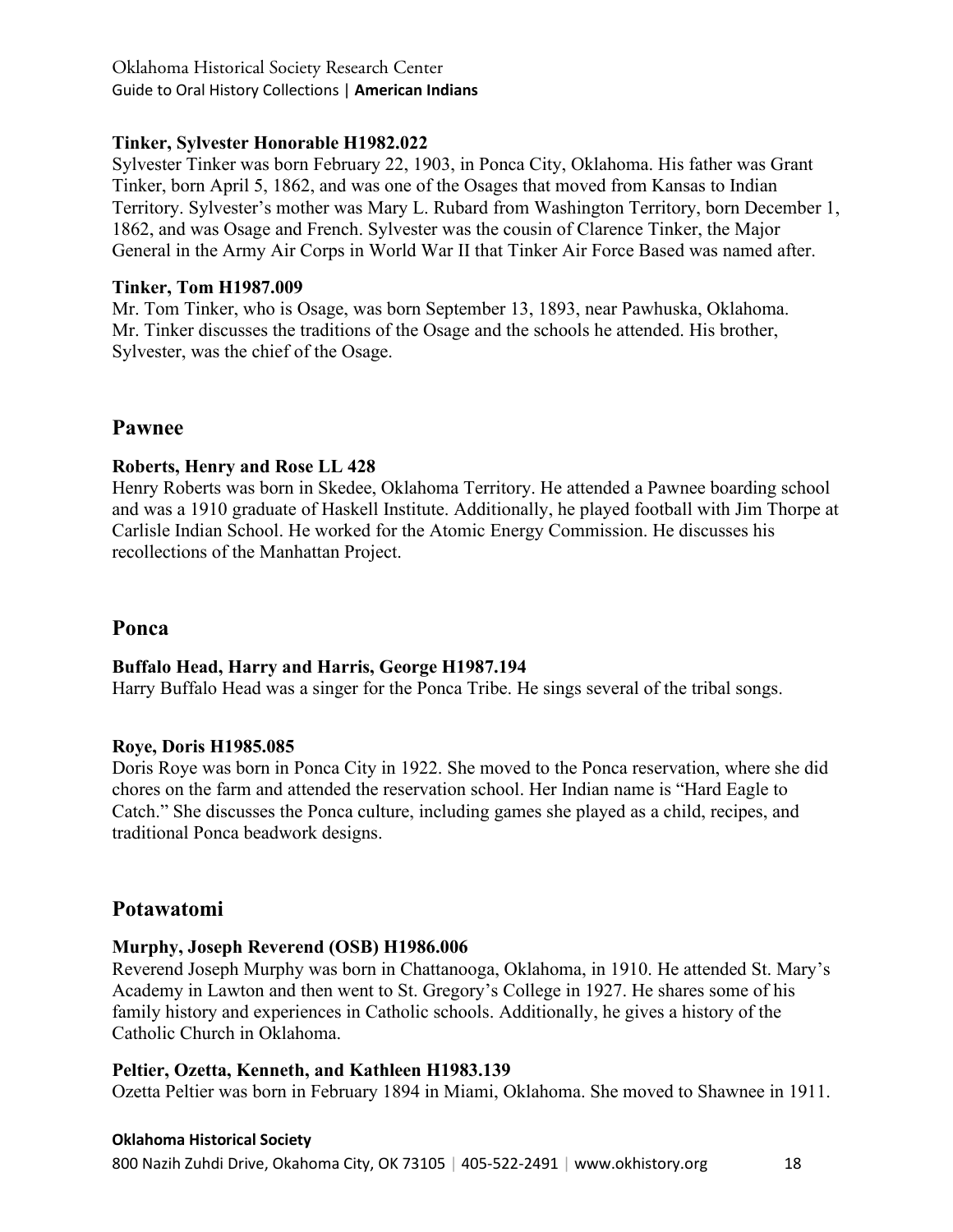**Tinker, Sylvester Honorable H1982.022**

Sylvester Tinker was born February 22, 1903, in Ponca City, Oklahoma. His father was Grant Tinker, born April 5, 1862, and was one of the Osages that moved from Kansas to Indian Territory. Sylvester's mother was Mary L. Rubard from Washington Territory, born December 1, 1862, and was Osage and French. Sylvester was the cousin of Clarence Tinker, the Major General in the Army Air Corps in World War II that Tinker Air Force Based was named after.

**Tinker, Tom H1987.009**

Mr. Tom Tinker, who is Osage, was born September 13, 1893, near Pawhuska, Oklahoma. Mr. Tinker discusses the traditions of the Osage and the schools he attended. His brother, Sylvester, was the chief of the Osage.

## Pawnee

**Roberts, Henry and Rose LL 428**

Henry Roberts was born in Skedee, Oklahoma Territory. He attended a Pawnee boarding school and was a 1910 graduate of Haskell Institute. Additionally, he played football with Jim Thorpe at Carlisle Indian School. He worked for the Atomic Energy Commission. He discusses his recollections of the Manhattan Project.

## Ponca

**Buffalo Head, Harry and Harris, George H1987.194**

Harry Buffalo Head was a singer for the Ponca Tribe. He sings several of the tribal songs.

**Roye, Doris H1985.085**

Doris Roye was born in Ponca City in 1922. She moved to the Ponca reservation, where she did chores on the farm and attended the reservation school. Her Indian name is "Hard Eagle to Catch." She discusses the Ponca culture, including games she played as a child, recipes, and traditional Ponca beadwork designs.

## Potawatomi

**Murphy, Joseph Reverend (OSB) H1986.006**

Reverend Joseph Murphy was born in Chattanooga, Oklahoma, in 1910. He attended St. Mary's Academy in Lawton and then went to St. Gregory's College in 1927. He shares some of his family history and experiences in Catholic schools. Additionally, he gives a history of the Catholic Church in Oklahoma.

**Peltier, Ozetta, Kenneth, and Kathleen H1983.139**

Ozetta Peltier was born in February 1894 in Miami, Oklahoma. She moved to Shawnee in 1911.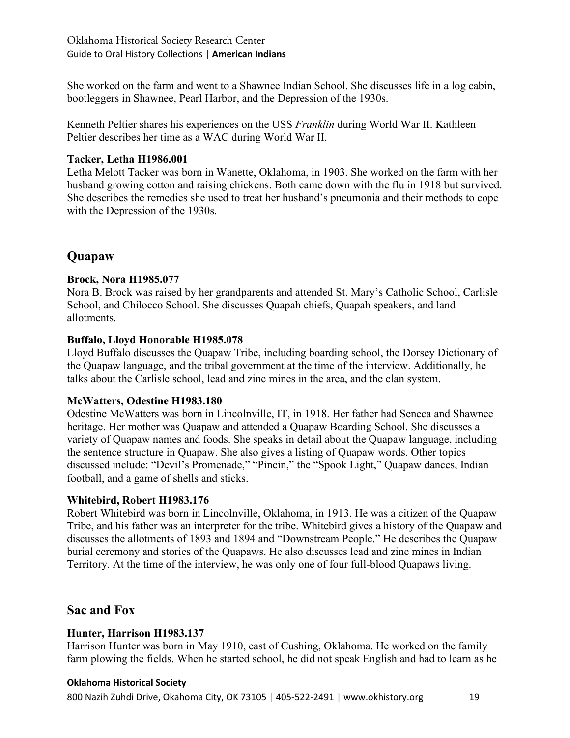She worked on the farm and went to a Shawnee Indian School. She discusses life in a log cabin, bootleggers in Shawnee, Pearl Harbor, and the Depression of the 1930s.

Kenneth Peltier shares his experiences on the USS *Franklin* during World War II. Kathleen Peltier describes her time as a WAC during World War II.

**Tacker, Letha H1986.001**
Letha Melott Tacker was born in Wanette, Oklahoma, in 1903. She worked on the farm with her husband growing cotton and raising chickens. Both came down with the flu in 1918 but survived. She describes the remedies she used to treat her husband's pneumonia and their methods to cope with the Depression of the 1930s.

## Quapaw

**Brock, Nora H1985.077**
Nora B. Brock was raised by her grandparents and attended St. Mary's Catholic School, Carlisle School, and Chilocco School. She discusses Quapah chiefs, Quapah speakers, and land allotments.

**Buffalo, Lloyd Honorable H1985.078**
Lloyd Buffalo discusses the Quapaw Tribe, including boarding school, the Dorsey Dictionary of the Quapaw language, and the tribal government at the time of the interview. Additionally, he talks about the Carlisle school, lead and zinc mines in the area, and the clan system.

**McWatters, Odestine H1983.180**
Odestine McWatters was born in Lincolnville, IT, in 1918. Her father had Seneca and Shawnee heritage. Her mother was Quapaw and attended a Quapaw Boarding School. She discusses a variety of Quapaw names and foods. She speaks in detail about the Quapaw language, including the sentence structure in Quapaw. She also gives a listing of Quapaw words. Other topics discussed include: "Devil's Promenade," "Pincin," the "Spook Light," Quapaw dances, Indian football, and a game of shells and sticks.

**Whitebird, Robert H1983.176**
Robert Whitebird was born in Lincolnville, Oklahoma, in 1913. He was a citizen of the Quapaw Tribe, and his father was an interpreter for the tribe. Whitebird gives a history of the Quapaw and discusses the allotments of 1893 and 1894 and "Downstream People." He describes the Quapaw burial ceremony and stories of the Quapaws. He also discusses lead and zinc mines in Indian Territory. At the time of the interview, he was only one of four full-blood Quapaws living.

## Sac and Fox

**Hunter, Harrison H1983.137**
Harrison Hunter was born in May 1910, east of Cushing, Oklahoma. He worked on the family farm plowing the fields. When he started school, he did not speak English and had to learn as he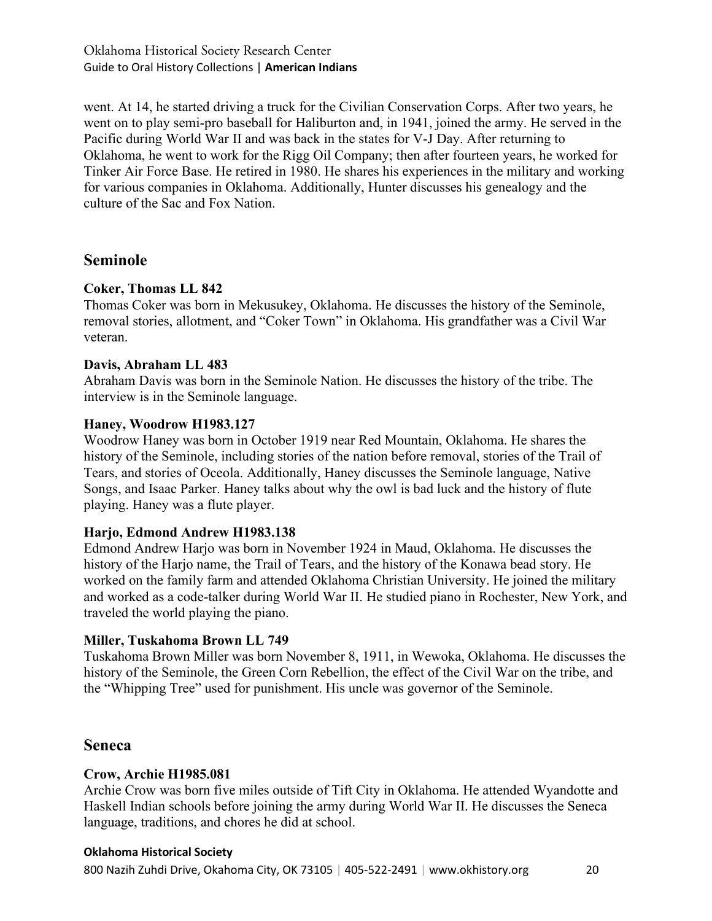went. At 14, he started driving a truck for the Civilian Conservation Corps. After two years, he went on to play semi-pro baseball for Haliburton and, in 1941, joined the army. He served in the Pacific during World War II and was back in the states for V-J Day. After returning to Oklahoma, he went to work for the Rigg Oil Company; then after fourteen years, he worked for Tinker Air Force Base. He retired in 1980. He shares his experiences in the military and working for various companies in Oklahoma. Additionally, Hunter discusses his genealogy and the culture of the Sac and Fox Nation.

## Seminole

**Coker, Thomas LL 842**
Thomas Coker was born in Mekusukey, Oklahoma. He discusses the history of the Seminole, removal stories, allotment, and "Coker Town" in Oklahoma. His grandfather was a Civil War veteran.

**Davis, Abraham LL 483**
Abraham Davis was born in the Seminole Nation. He discusses the history of the tribe. The interview is in the Seminole language.

**Haney, Woodrow H1983.127**
Woodrow Haney was born in October 1919 near Red Mountain, Oklahoma. He shares the history of the Seminole, including stories of the nation before removal, stories of the Trail of Tears, and stories of Oceola. Additionally, Haney discusses the Seminole language, Native Songs, and Isaac Parker. Haney talks about why the owl is bad luck and the history of flute playing. Haney was a flute player.

**Harjo, Edmond Andrew H1983.138**
Edmond Andrew Harjo was born in November 1924 in Maud, Oklahoma. He discusses the history of the Harjo name, the Trail of Tears, and the history of the Konawa bead story. He worked on the family farm and attended Oklahoma Christian University. He joined the military and worked as a code-talker during World War II. He studied piano in Rochester, New York, and traveled the world playing the piano.

**Miller, Tuskahoma Brown LL 749**
Tuskahoma Brown Miller was born November 8, 1911, in Wewoka, Oklahoma. He discusses the history of the Seminole, the Green Corn Rebellion, the effect of the Civil War on the tribe, and the "Whipping Tree" used for punishment. His uncle was governor of the Seminole.

## Seneca

**Crow, Archie H1985.081**
Archie Crow was born five miles outside of Tift City in Oklahoma. He attended Wyandotte and Haskell Indian schools before joining the army during World War II. He discusses the Seneca language, traditions, and chores he did at school.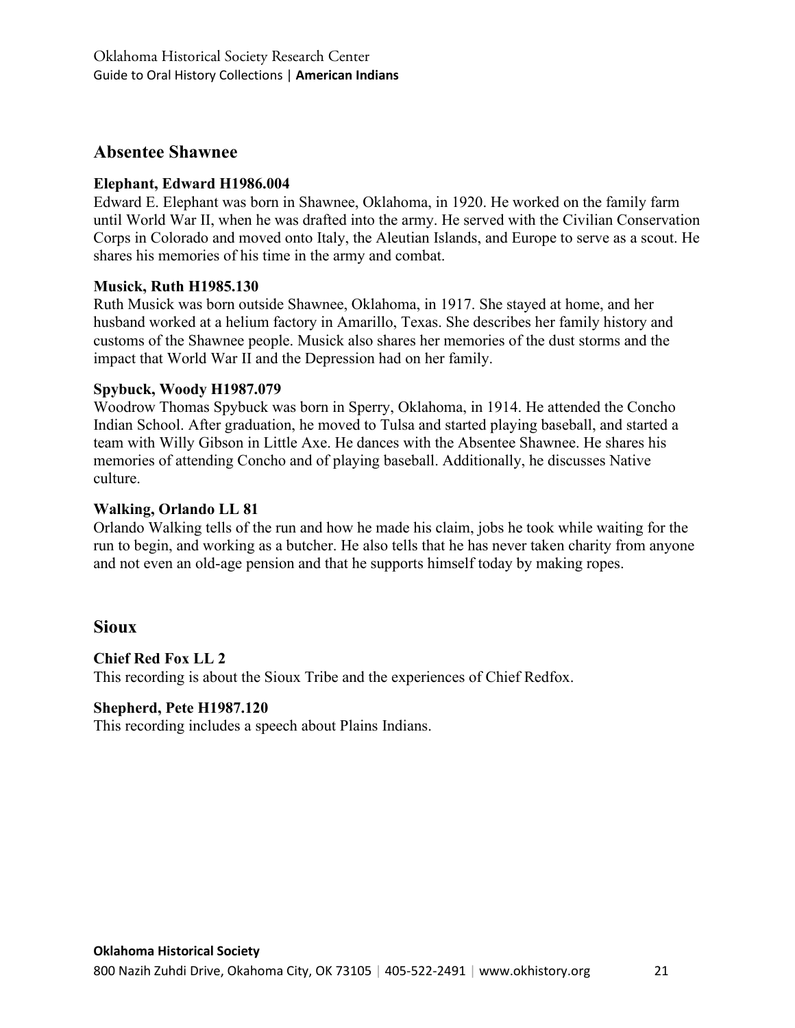## Absentee Shawnee

**Elephant, Edward H1986.004**

Edward E. Elephant was born in Shawnee, Oklahoma, in 1920. He worked on the family farm until World War II, when he was drafted into the army. He served with the Civilian Conservation Corps in Colorado and moved onto Italy, the Aleutian Islands, and Europe to serve as a scout. He shares his memories of his time in the army and combat.

**Musick, Ruth H1985.130**

Ruth Musick was born outside Shawnee, Oklahoma, in 1917. She stayed at home, and her husband worked at a helium factory in Amarillo, Texas. She describes her family history and customs of the Shawnee people. Musick also shares her memories of the dust storms and the impact that World War II and the Depression had on her family.

**Spybuck, Woody H1987.079**

Woodrow Thomas Spybuck was born in Sperry, Oklahoma, in 1914. He attended the Concho Indian School. After graduation, he moved to Tulsa and started playing baseball, and started a team with Willy Gibson in Little Axe. He dances with the Absentee Shawnee. He shares his memories of attending Concho and of playing baseball. Additionally, he discusses Native culture.

**Walking, Orlando LL 81**

Orlando Walking tells of the run and how he made his claim, jobs he took while waiting for the run to begin, and working as a butcher. He also tells that he has never taken charity from anyone and not even an old-age pension and that he supports himself today by making ropes.

## Sioux

**Chief Red Fox LL 2**

This recording is about the Sioux Tribe and the experiences of Chief Redfox.

**Shepherd, Pete H1987.120**

This recording includes a speech about Plains Indians.